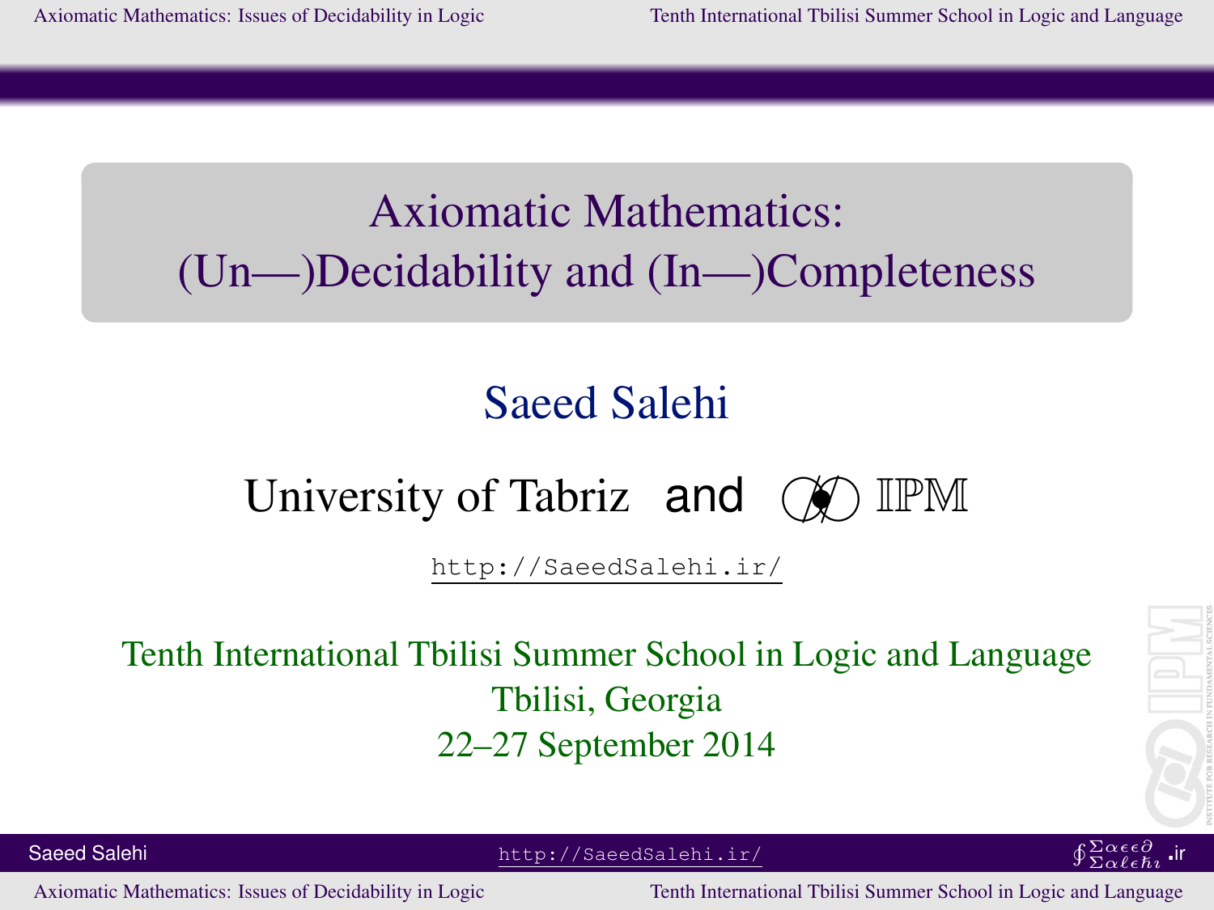# Axiomatic Mathematics: (Un—)Decidability and (In—)Completeness

## Saeed Salehi

University of Tabriz and IPM

http://SaeedSalehi.ir/

Tenth International Tbilisi Summer School in Logic and Language

Tbilisi, Georgia

22–27 September 2014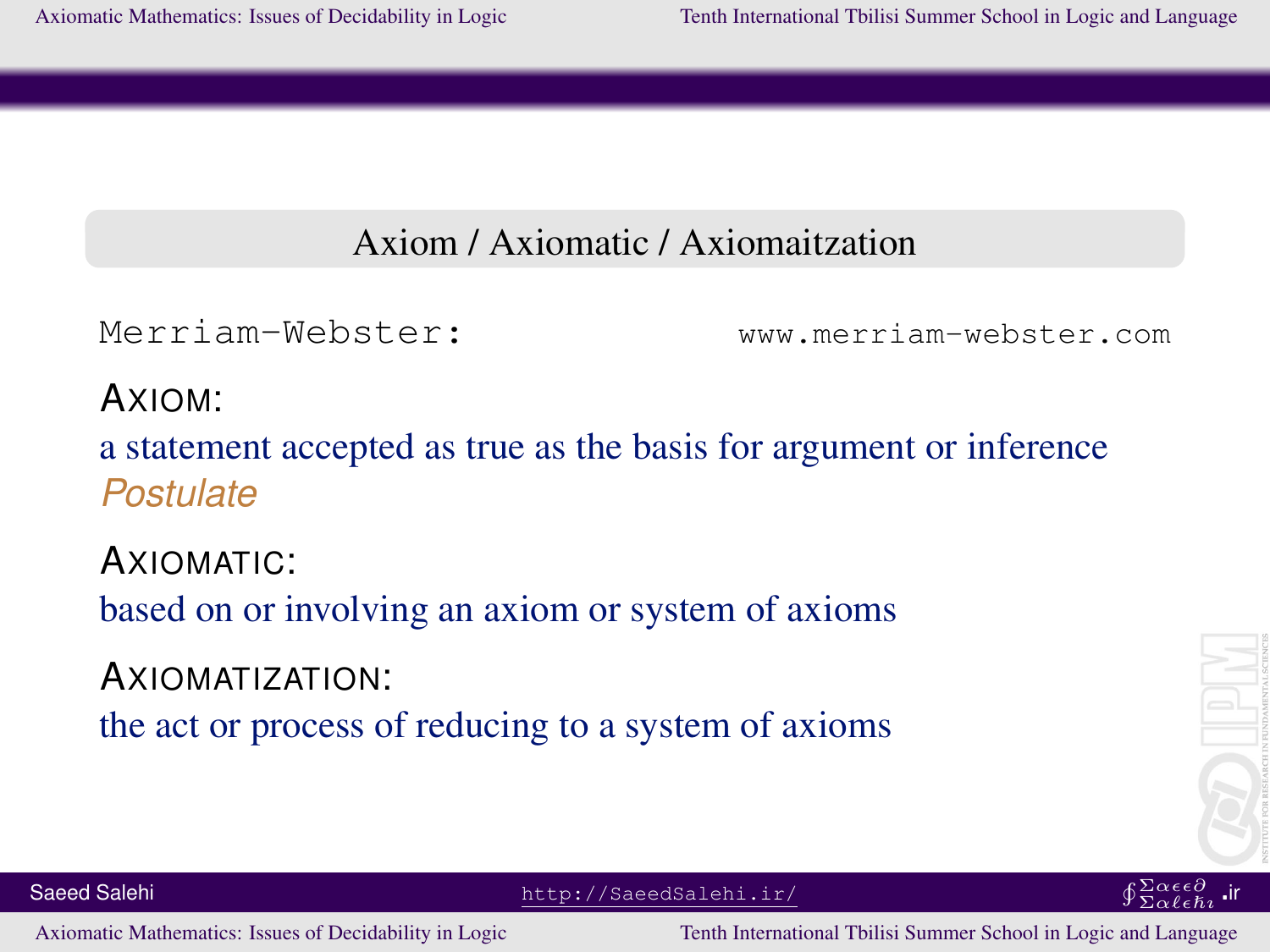## Axiom / Axiomatic / Axiomaitzation

Merriam-Webster: www.merriam-webster.com

AXIOM:

a statement accepted as true as the basis for argument or inference

*Postulate*

AXIOMATIC:

based on or involving an axiom or system of axioms

AXIOMATIZATION:

the act or process of reducing to a system of axioms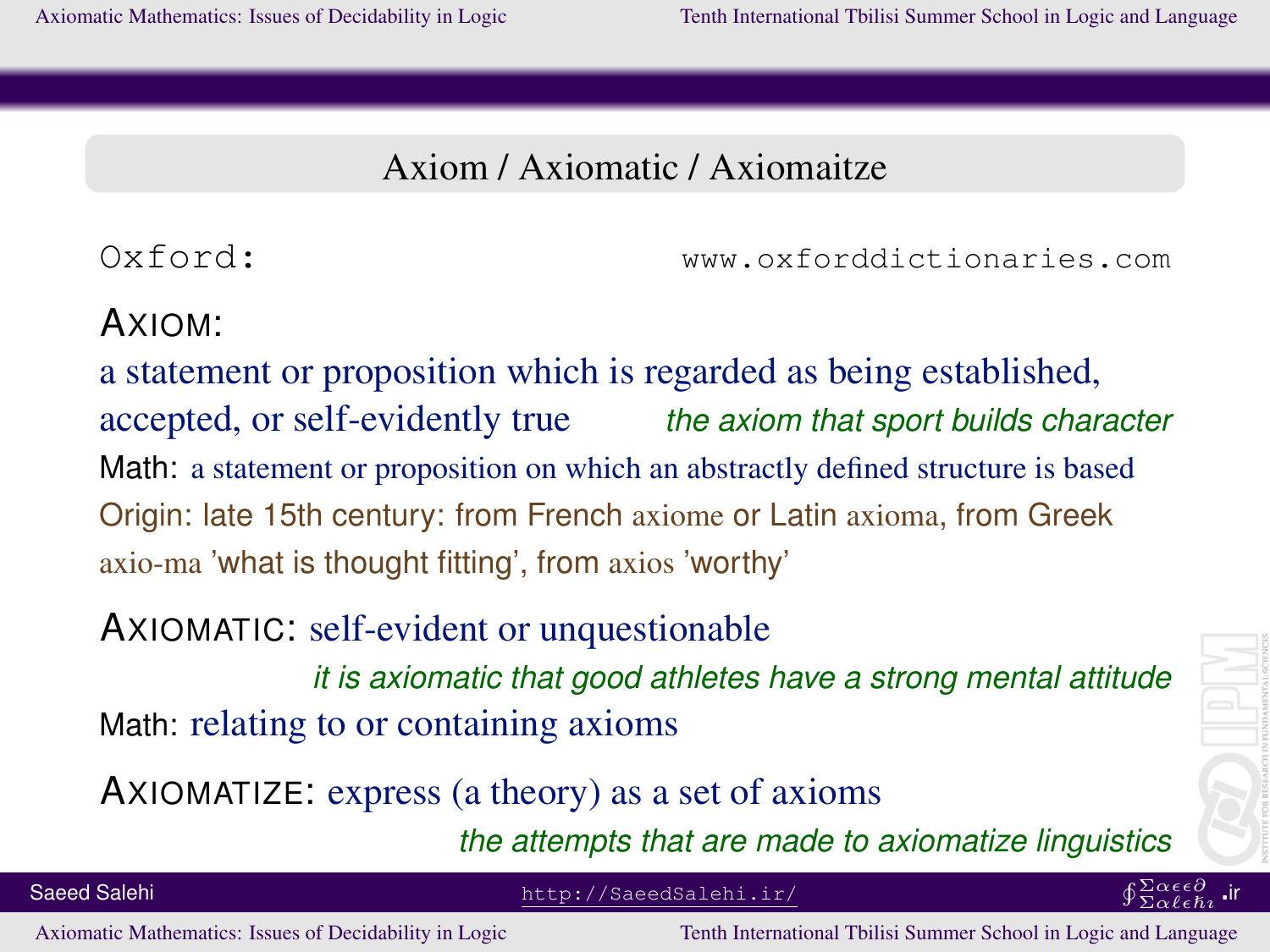## Axiom / Axiomatic / Axiomaitze

Oxford: www.oxforddictionaries.com

AXIOM:

a statement or proposition which is regarded as being established, accepted, or self-evidently true *the axiom that sport builds character*

Math: a statement or proposition on which an abstractly defined structure is based

Origin: late 15th century: from French axiome or Latin axioma, from Greek axio-ma 'what is thought fitting', from axios 'worthy'

AXIOMATIC: self-evident or unquestionable

*it is axiomatic that good athletes have a strong mental attitude*

Math: relating to or containing axioms

AXIOMATIZE: express (a theory) as a set of axioms

*the attempts that are made to axiomatize linguistics*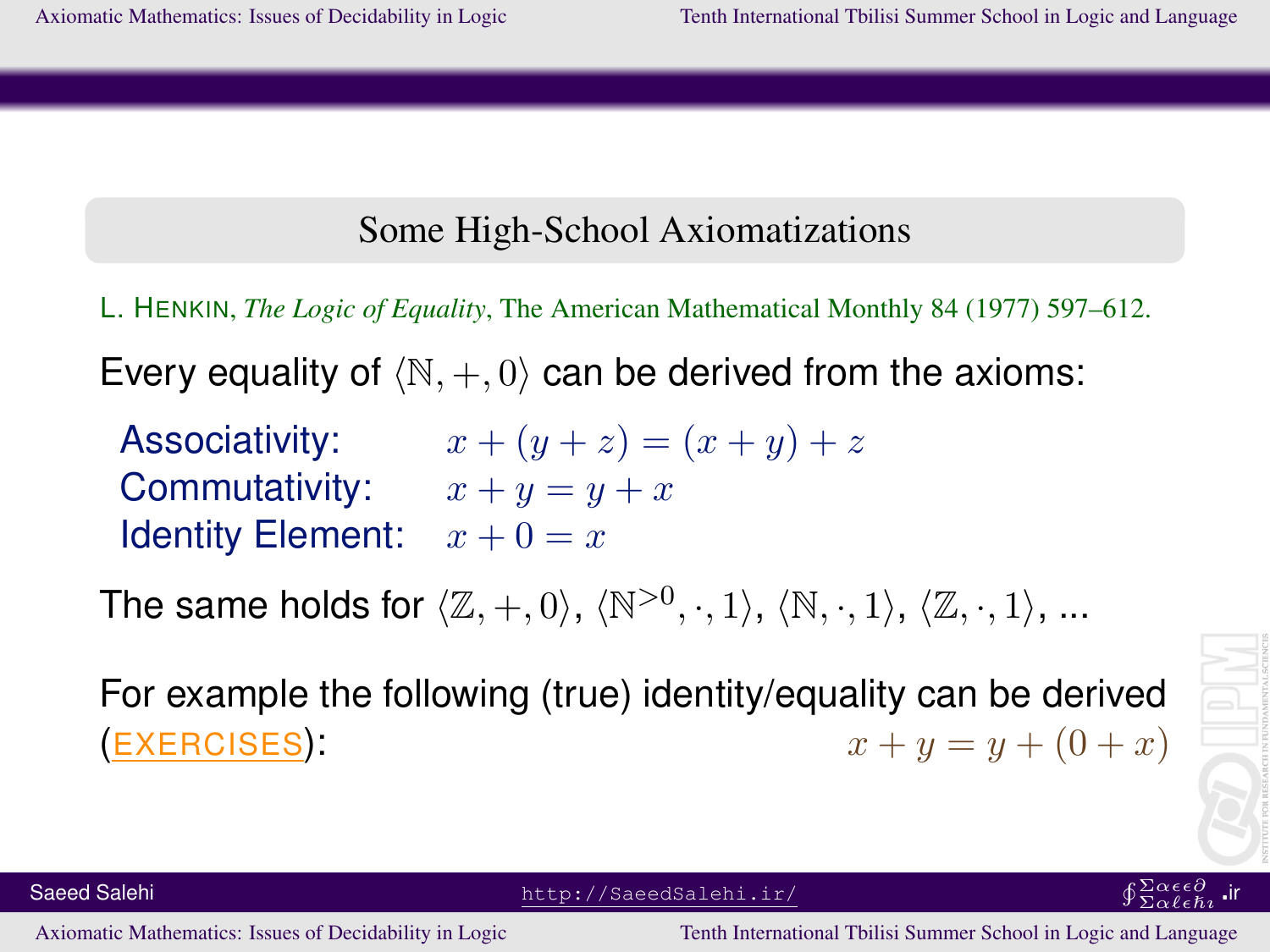## Some High-School Axiomatizations

L. Henkin, *The Logic of Equality*, The American Mathematical Monthly 84 (1977) 597–612.

Every equality of $\langle \mathbb{N}, +, 0 \rangle$ can be derived from the axioms:

| | |
|---|---|
| Associativity: | $x + (y + z) = (x + y) + z$ |
| Commutativity: | $x + y = y + x$ |
| Identity Element: | $x + 0 = x$ |

The same holds for $\langle \mathbb{Z}, +, 0 \rangle$, $\langle \mathbb{N}^{>0}, \cdot, 1 \rangle$, $\langle \mathbb{N}, \cdot, 1 \rangle$, $\langle \mathbb{Z}, \cdot, 1 \rangle$, ...

For example the following (true) identity/equality can be derived (EXERCISES): $x + y = y + (0 + x)$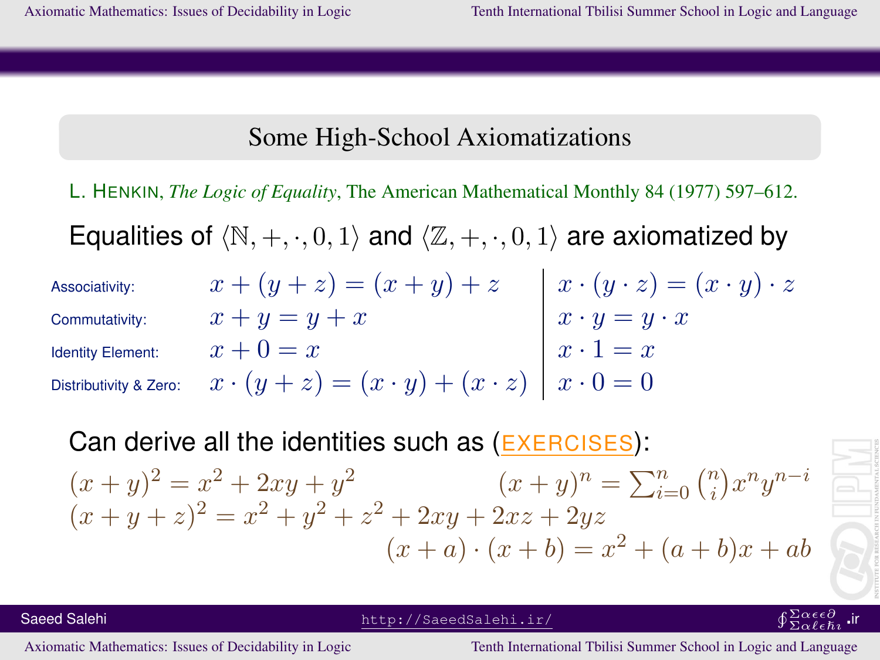## Some High-School Axiomatizations

L. Henkin, *The Logic of Equality*, The American Mathematical Monthly 84 (1977) 597–612.

Equalities of $\langle \mathbb{N}, +, \cdot, 0, 1\rangle$ and $\langle \mathbb{Z}, +, \cdot, 0, 1\rangle$ are axiomatized by

| | | |
|---|---|---|
| Associativity: | $x + (y + z) = (x + y) + z$ | $x \cdot (y \cdot z) = (x \cdot y) \cdot z$ |
| Commutativity: | $x + y = y + x$ | $x \cdot y = y \cdot x$ |
| Identity Element: | $x + 0 = x$ | $x \cdot 1 = x$ |
| Distributivity & Zero: | $x \cdot (y + z) = (x \cdot y) + (x \cdot z)$ | $x \cdot 0 = 0$ |

Can derive all the identities such as (EXERCISES):

$(x + y)^2 = x^2 + 2xy + y^2$

$(x + y)^n = \sum_{i=0}^{n} \binom{n}{i} x^n y^{n-i}$

$(x + y + z)^2 = x^2 + y^2 + z^2 + 2xy + 2xz + 2yz$

$(x + a) \cdot (x + b) = x^2 + (a + b)x + ab$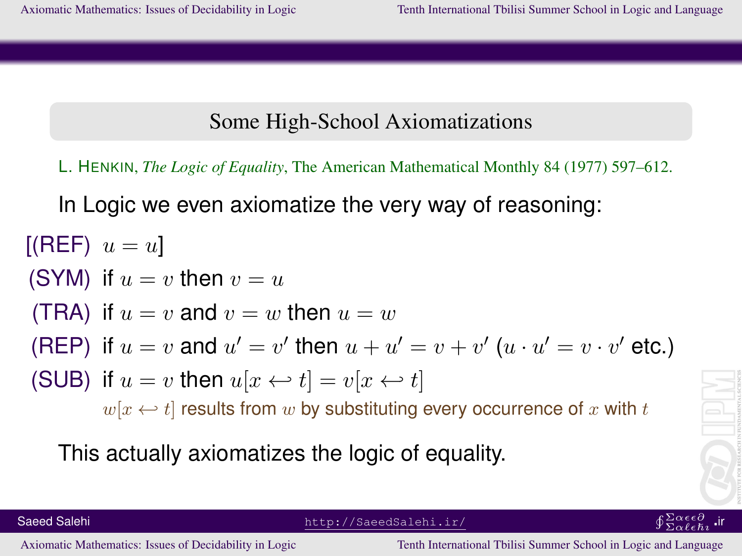## Some High-School Axiomatizations

L. Henkin, *The Logic of Equality*, The American Mathematical Monthly 84 (1977) 597–612.

In Logic we even axiomatize the very way of reasoning:

[(REF) $u = u$]

(SYM) if $u = v$ then $v = u$

(TRA) if $u = v$ and $v = w$ then $u = w$

(REP) if $u = v$ and $u' = v'$ then $u + u' = v + v'$ ($u \cdot u' = v \cdot v'$ etc.)

(SUB) if $u = v$ then $u[x \hookleftarrow t] = v[x \hookleftarrow t]$

$w[x \hookleftarrow t]$ results from $w$ by substituting every occurrence of $x$ with $t$

This actually axiomatizes the logic of equality.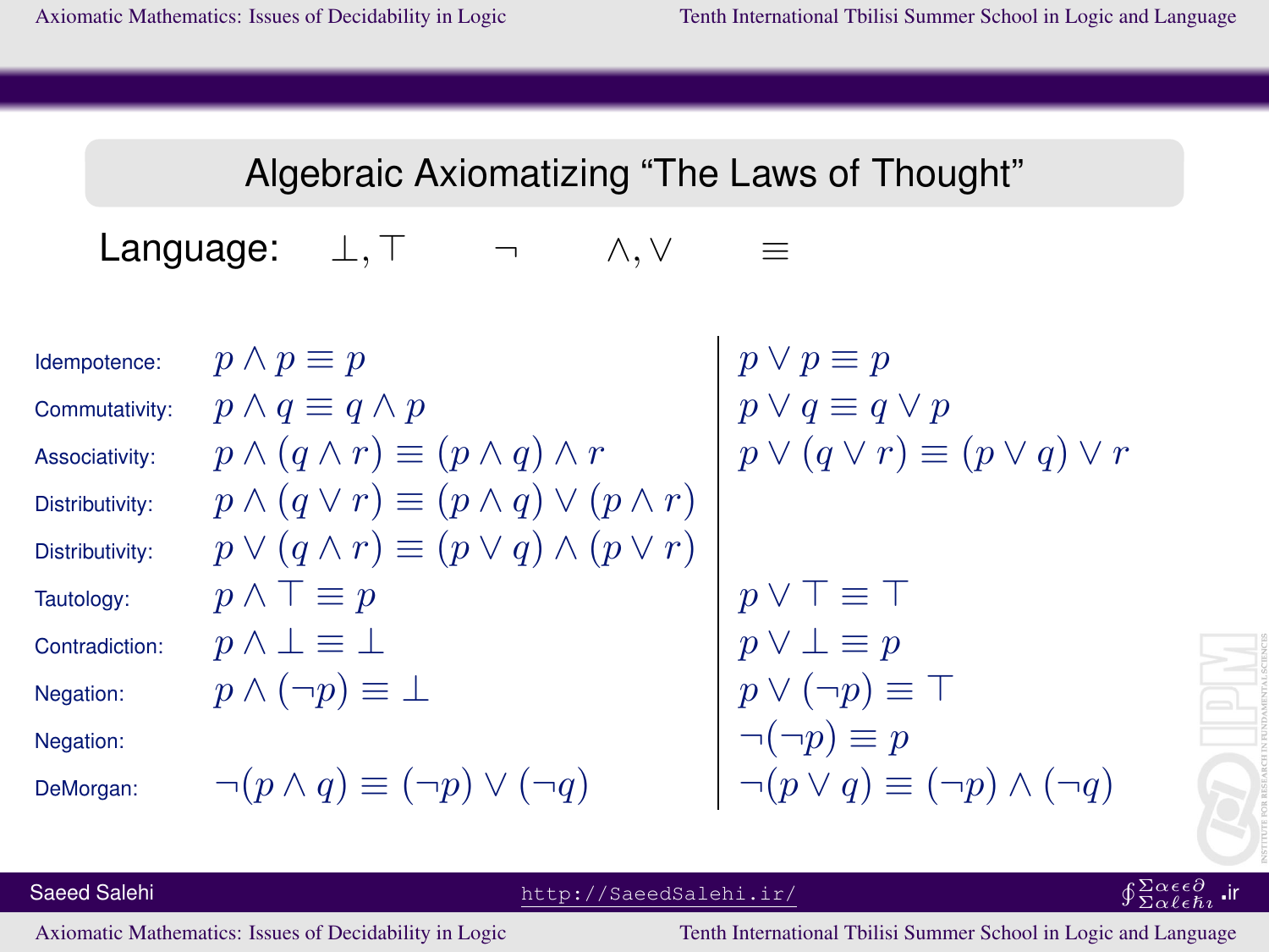## Algebraic Axiomatizing “The Laws of Thought”

**Language:** $\bot, \top \quad \neg \quad \wedge, \vee \quad \equiv$

| | | |
|---|---|---|
| Idempotence: | $p \wedge p \equiv p$ | $p \vee p \equiv p$ |
| Commutativity: | $p \wedge q \equiv q \wedge p$ | $p \vee q \equiv q \vee p$ |
| Associativity: | $p \wedge (q \wedge r) \equiv (p \wedge q) \wedge r$ | $p \vee (q \vee r) \equiv (p \vee q) \vee r$ |
| Distributivity: | $p \wedge (q \vee r) \equiv (p \wedge q) \vee (p \wedge r)$ | |
| Distributivity: | $p \vee (q \wedge r) \equiv (p \vee q) \wedge (p \vee r)$ | |
| Tautology: | $p \wedge \top \equiv p$ | $p \vee \top \equiv \top$ |
| Contradiction: | $p \wedge \bot \equiv \bot$ | $p \vee \bot \equiv p$ |
| Negation: | $p \wedge (\neg p) \equiv \bot$ | $p \vee (\neg p) \equiv \top$ |
| Negation: | | $\neg(\neg p) \equiv p$ |
| DeMorgan: | $\neg(p \wedge q) \equiv (\neg p) \vee (\neg q)$ | $\neg(p \vee q) \equiv (\neg p) \wedge (\neg q)$ |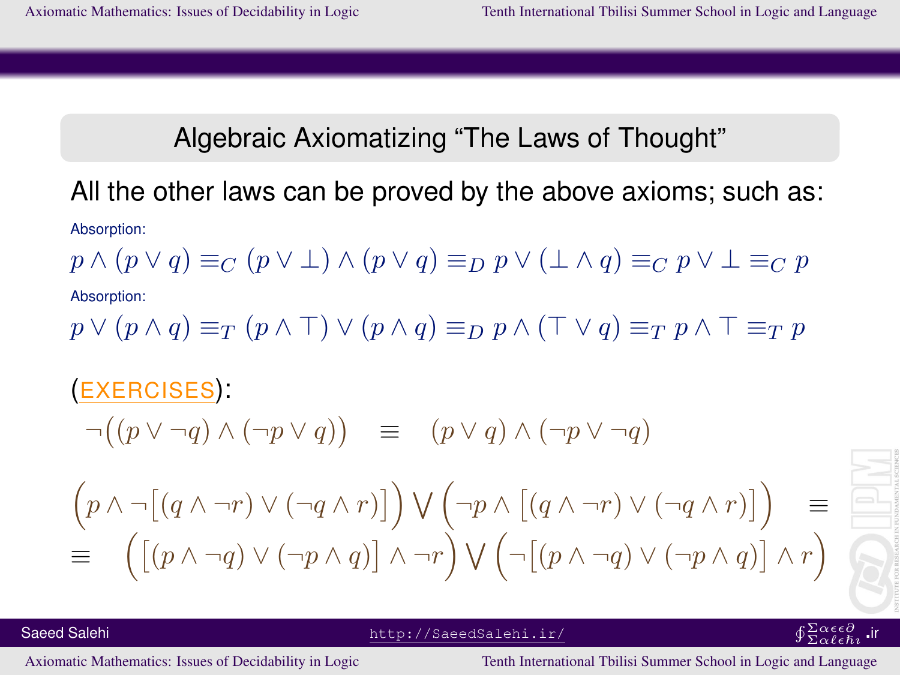## Algebraic Axiomatizing "The Laws of Thought"

All the other laws can be proved by the above axioms; such as:

Absorption:

$$p \wedge (p \vee q) \equiv_C (p \vee \bot) \wedge (p \vee q) \equiv_D p \vee (\bot \wedge q) \equiv_C p \vee \bot \equiv_C p$$

Absorption:

$$p \vee (p \wedge q) \equiv_T (p \wedge \top) \vee (p \wedge q) \equiv_D p \wedge (\top \vee q) \equiv_T p \wedge \top \equiv_T p$$

(EXERCISES):

$$\neg\big((p \vee \neg q) \wedge (\neg p \vee q)\big) \quad \equiv \quad (p \vee q) \wedge (\neg p \vee \neg q)$$

$$\Big(p \wedge \neg\big[(q \wedge \neg r) \vee (\neg q \wedge r)\big]\Big) \bigvee \Big(\neg p \wedge \big[(q \wedge \neg r) \vee (\neg q \wedge r)\big]\Big) \quad \equiv$$

$$\equiv \quad \Big(\big[(p \wedge \neg q) \vee (\neg p \wedge q)\big] \wedge \neg r\Big) \bigvee \Big(\neg\big[(p \wedge \neg q) \vee (\neg p \wedge q)\big] \wedge r\Big)$$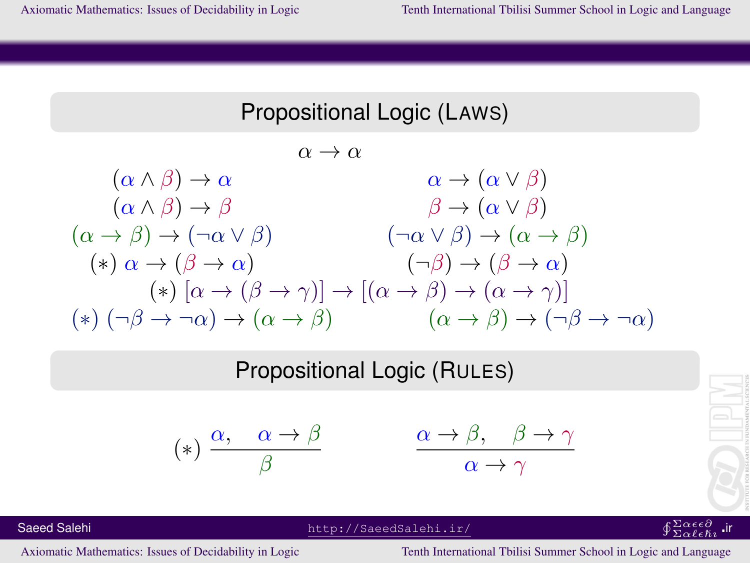## Propositional Logic (Laws)

$$\alpha \to \alpha$$

$(\alpha \wedge \beta) \to \alpha$ $\qquad$ $\alpha \to (\alpha \vee \beta)$

$(\alpha \wedge \beta) \to \beta$ $\qquad$ $\beta \to (\alpha \vee \beta)$

$(\alpha \to \beta) \to (\neg\alpha \vee \beta)$ $\qquad$ $(\neg\alpha \vee \beta) \to (\alpha \to \beta)$

$(*)\ \alpha \to (\beta \to \alpha)$ $\qquad$ $(\neg\beta) \to (\beta \to \alpha)$

$$(*)\ [\alpha \to (\beta \to \gamma)] \to [(\alpha \to \beta) \to (\alpha \to \gamma)]$$

$(*)\ (\neg\beta \to \neg\alpha) \to (\alpha \to \beta)$ $\qquad$ $(\alpha \to \beta) \to (\neg\beta \to \neg\alpha)$

## Propositional Logic (Rules)

$$(*)\ \frac{\alpha, \quad \alpha \to \beta}{\beta} \qquad\qquad \frac{\alpha \to \beta, \quad \beta \to \gamma}{\alpha \to \gamma}$$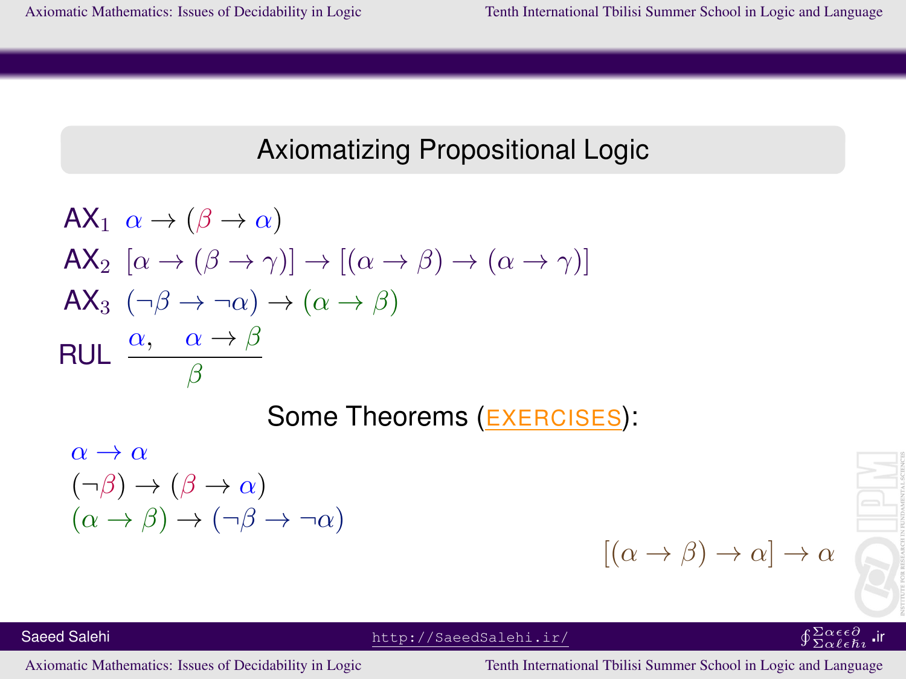## Axiomatizing Propositional Logic

AX$_1$ $\alpha \to (\beta \to \alpha)$

AX$_2$ $[\alpha \to (\beta \to \gamma)] \to [(\alpha \to \beta) \to (\alpha \to \gamma)]$

AX$_3$ $(\neg\beta \to \neg\alpha) \to (\alpha \to \beta)$

RUL $\dfrac{\alpha, \quad \alpha \to \beta}{\beta}$

Some Theorems (EXERCISES):

$\alpha \to \alpha$

$(\neg\beta) \to (\beta \to \alpha)$

$(\alpha \to \beta) \to (\neg\beta \to \neg\alpha)$

$[(\alpha \to \beta) \to \alpha] \to \alpha$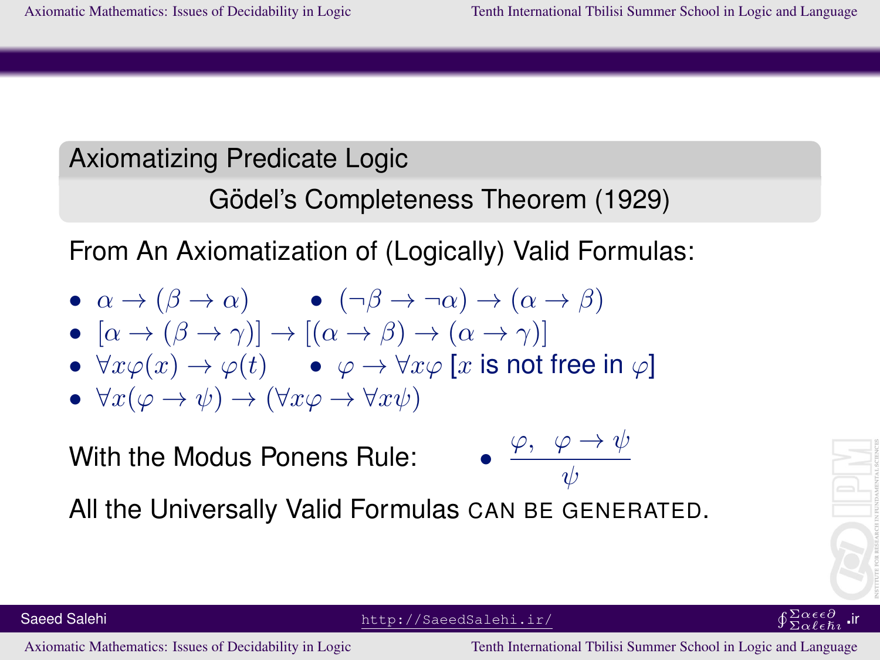## Axiomatizing Predicate Logic

### Gödel's Completeness Theorem (1929)

From An Axiomatization of (Logically) Valid Formulas:

- $\alpha \rightarrow (\beta \rightarrow \alpha)$
- $(\neg\beta \rightarrow \neg\alpha) \rightarrow (\alpha \rightarrow \beta)$
- $[\alpha \rightarrow (\beta \rightarrow \gamma)] \rightarrow [(\alpha \rightarrow \beta) \rightarrow (\alpha \rightarrow \gamma)]$
- $\forall x \varphi(x) \rightarrow \varphi(t)$
- $\varphi \rightarrow \forall x \varphi$ [$x$ is not free in $\varphi$]
- $\forall x(\varphi \rightarrow \psi) \rightarrow (\forall x \varphi \rightarrow \forall x \psi)$

With the Modus Ponens Rule:

- $$\frac{\varphi, \quad \varphi \rightarrow \psi}{\psi}$$

All the Universally Valid Formulas CAN BE GENERATED.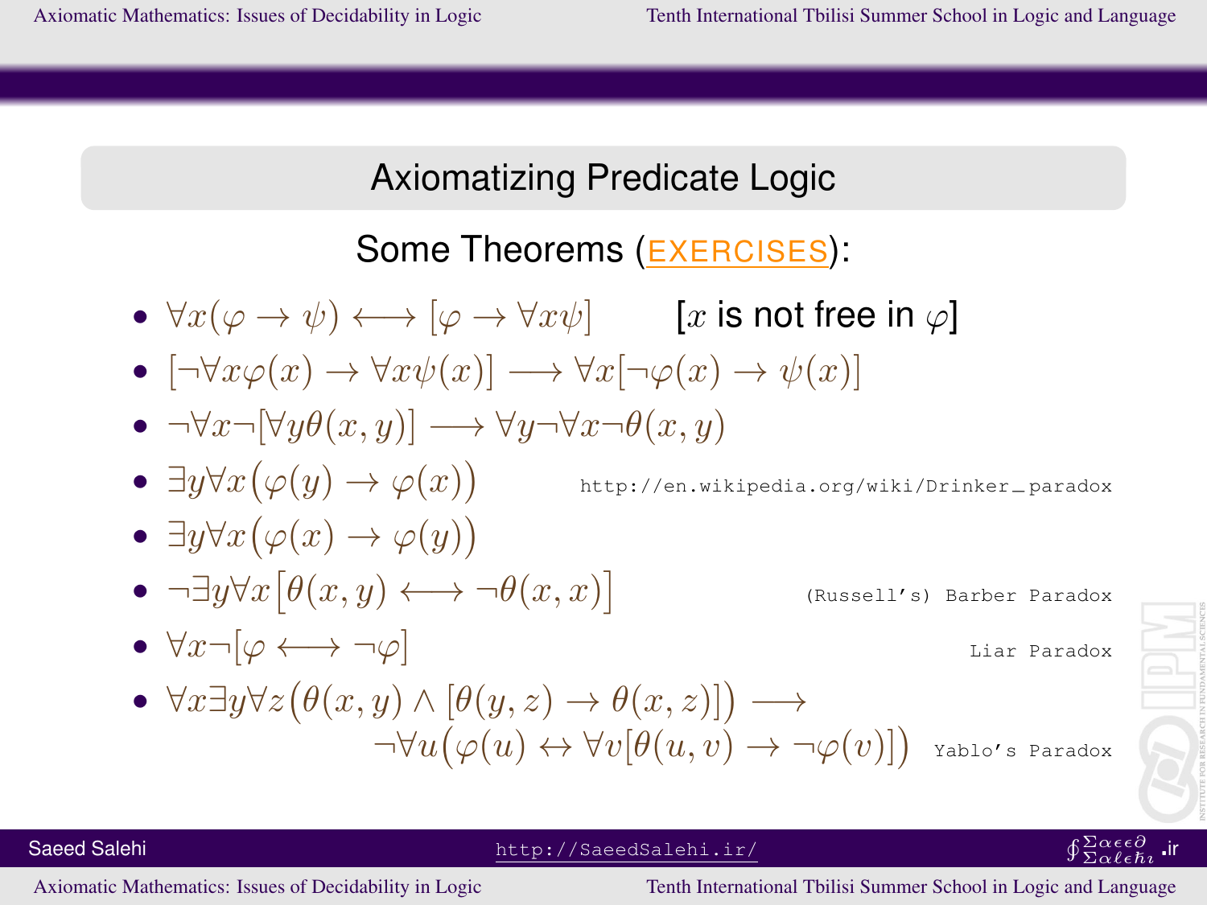## Axiomatizing Predicate Logic

### Some Theorems (EXERCISES):

- $\forall x(\varphi \rightarrow \psi) \longleftrightarrow [\varphi \rightarrow \forall x\psi]$  [$x$ is not free in $\varphi$]
- $[\neg\forall x\varphi(x) \rightarrow \forall x\psi(x)] \longrightarrow \forall x[\neg\varphi(x) \rightarrow \psi(x)]$
- $\neg\forall x\neg[\forall y\theta(x,y)] \longrightarrow \forall y\neg\forall x\neg\theta(x,y)$
- $\exists y\forall x\big(\varphi(y) \rightarrow \varphi(x)\big)$  http://en.wikipedia.org/wiki/Drinker_paradox
- $\exists y\forall x\big(\varphi(x) \rightarrow \varphi(y)\big)$
- $\neg\exists y\forall x\big[\theta(x,y) \longleftrightarrow \neg\theta(x,x)\big]$  (Russell's) Barber Paradox
- $\forall x\neg[\varphi \longleftrightarrow \neg\varphi]$  Liar Paradox
- $\forall x\exists y\forall z\big(\theta(x,y) \wedge [\theta(y,z) \rightarrow \theta(x,z)]\big) \longrightarrow$ $\neg\forall u\big(\varphi(u) \leftrightarrow \forall v[\theta(u,v) \rightarrow \neg\varphi(v)]\big)$  Yablo's Paradox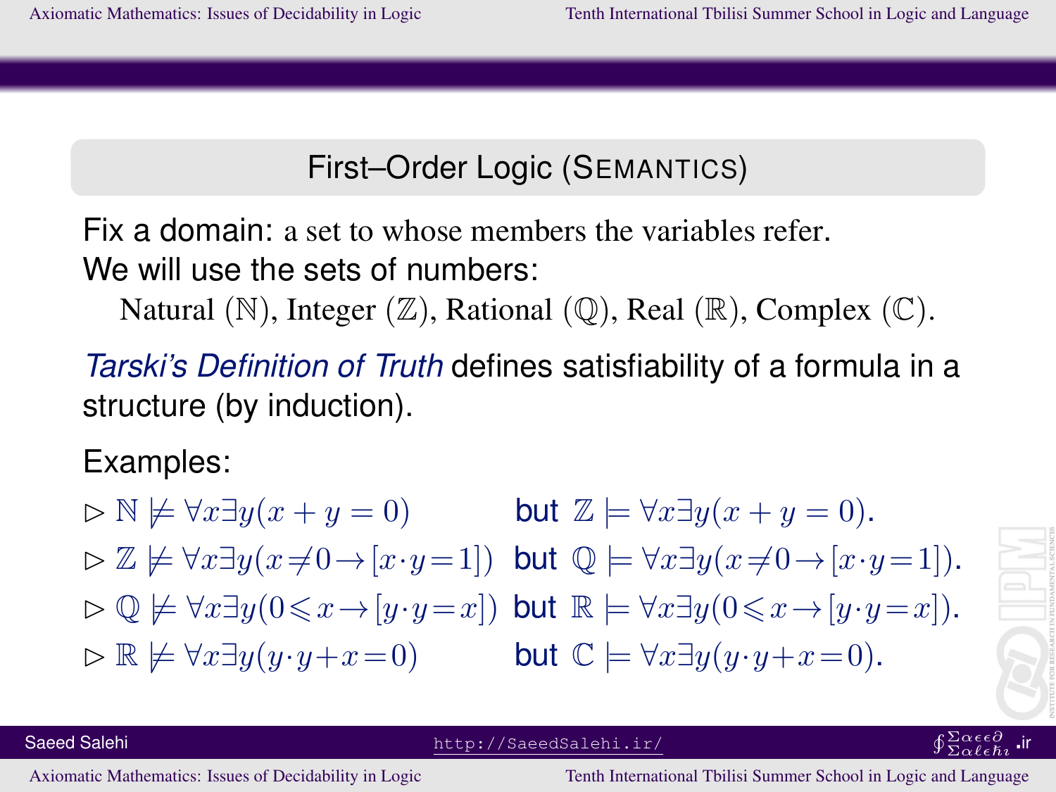## First–Order Logic (SEMANTICS)

Fix a domain: a set to whose members the variables refer.
We will use the sets of numbers:

Natural ($\mathbb{N}$), Integer ($\mathbb{Z}$), Rational ($\mathbb{Q}$), Real ($\mathbb{R}$), Complex ($\mathbb{C}$).

*Tarski's Definition of Truth* defines satisfiability of a formula in a structure (by induction).

Examples:

- $\mathbb{N} \not\models \forall x \exists y (x + y = 0)$ but $\mathbb{Z} \models \forall x \exists y (x + y = 0)$.
- $\mathbb{Z} \not\models \forall x \exists y (x \neq 0 \rightarrow [x \cdot y = 1])$ but $\mathbb{Q} \models \forall x \exists y (x \neq 0 \rightarrow [x \cdot y = 1])$.
- $\mathbb{Q} \not\models \forall x \exists y (0 \leqslant x \rightarrow [y \cdot y = x])$ but $\mathbb{R} \models \forall x \exists y (0 \leqslant x \rightarrow [y \cdot y = x])$.
- $\mathbb{R} \not\models \forall x \exists y (y \cdot y + x = 0)$ but $\mathbb{C} \models \forall x \exists y (y \cdot y + x = 0)$.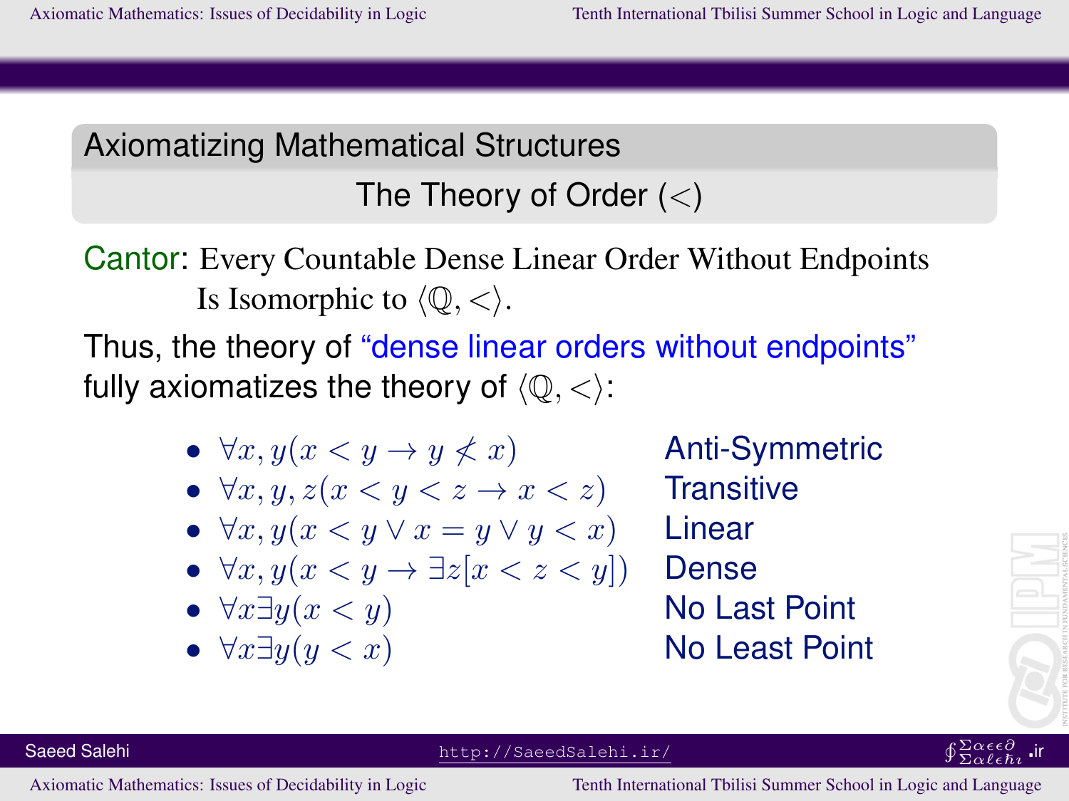## Axiomatizing Mathematical Structures

### The Theory of Order ($<$)

Cantor: Every Countable Dense Linear Order Without Endpoints Is Isomorphic to $\langle \mathbb{Q}, < \rangle$.

Thus, the theory of "dense linear orders without endpoints" fully axiomatizes the theory of $\langle \mathbb{Q}, < \rangle$:

- $\forall x, y(x < y \rightarrow y \not< x)$ — Anti-Symmetric
- $\forall x, y, z(x < y < z \rightarrow x < z)$ — Transitive
- $\forall x, y(x < y \vee x = y \vee y < x)$ — Linear
- $\forall x, y(x < y \rightarrow \exists z[x < z < y])$ — Dense
- $\forall x \exists y(x < y)$ — No Last Point
- $\forall x \exists y(y < x)$ — No Least Point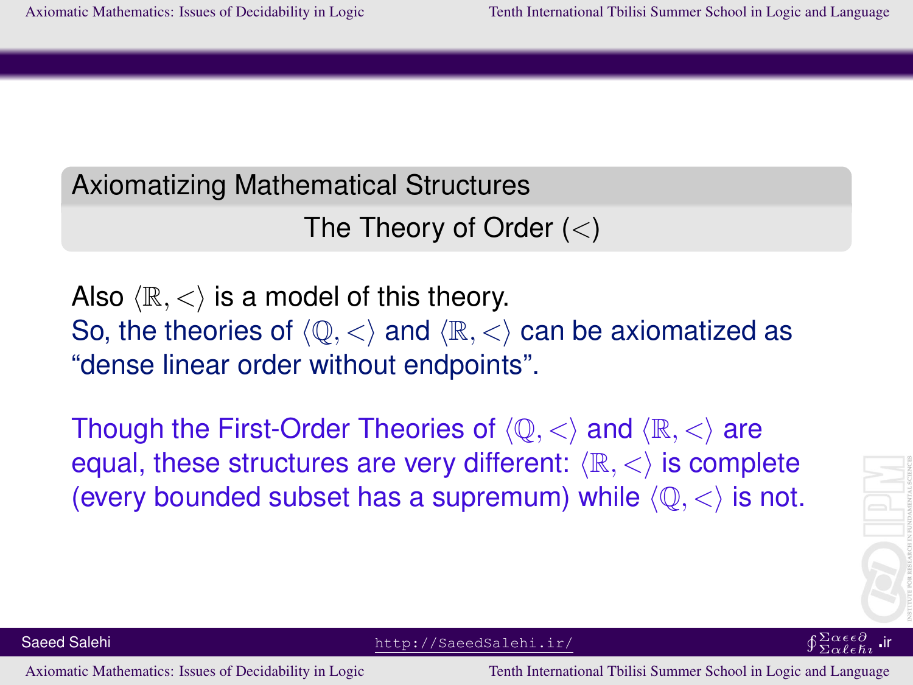## Axiomatizing Mathematical Structures

### The Theory of Order ($<$)

Also $\langle \mathbb{R}, < \rangle$ is a model of this theory.
So, the theories of $\langle \mathbb{Q}, < \rangle$ and $\langle \mathbb{R}, < \rangle$ can be axiomatized as "dense linear order without endpoints".

Though the First-Order Theories of $\langle \mathbb{Q}, < \rangle$ and $\langle \mathbb{R}, < \rangle$ are equal, these structures are very different: $\langle \mathbb{R}, < \rangle$ is complete (every bounded subset has a supremum) while $\langle \mathbb{Q}, < \rangle$ is not.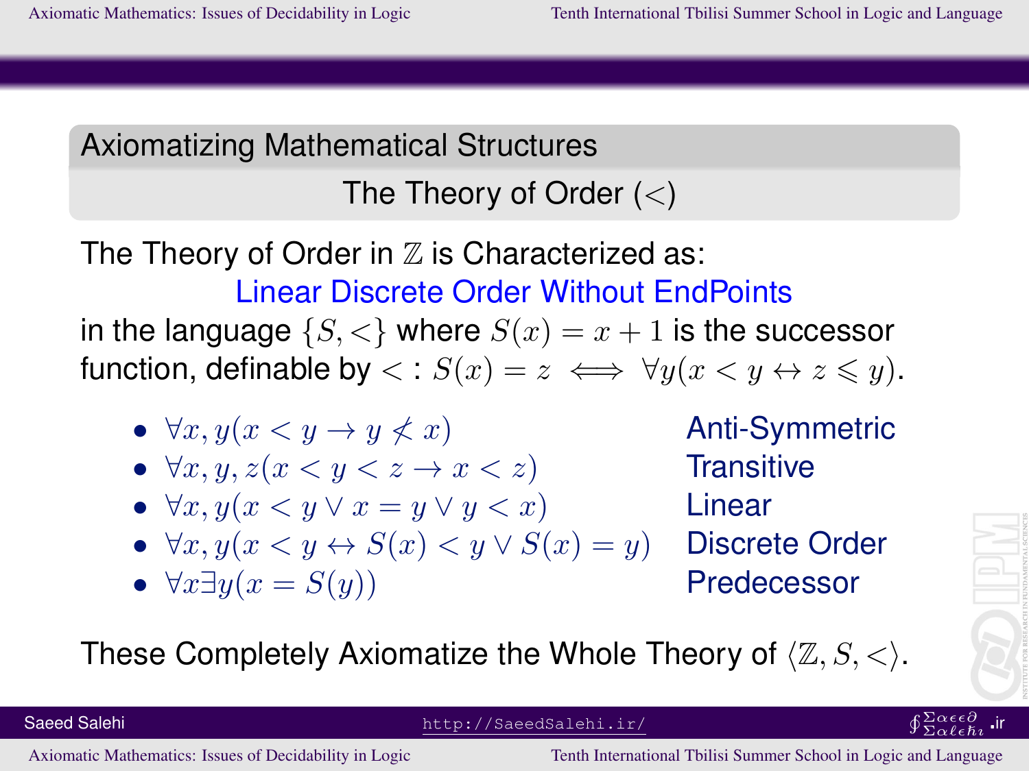## Axiomatizing Mathematical Structures

### The Theory of Order ($<$)

The Theory of Order in $\mathbb{Z}$ is Characterized as:

Linear Discrete Order Without EndPoints

in the language $\{S, <\}$ where $S(x) = x + 1$ is the successor function, definable by $<$ : $S(x) = z \iff \forall y(x < y \leftrightarrow z \leqslant y)$.

- $\forall x, y(x < y \rightarrow y \nless x)$ — Anti-Symmetric
- $\forall x, y, z(x < y < z \rightarrow x < z)$ — Transitive
- $\forall x, y(x < y \vee x = y \vee y < x)$ — Linear
- $\forall x, y(x < y \leftrightarrow S(x) < y \vee S(x) = y)$ — Discrete Order
- $\forall x \exists y(x = S(y))$ — Predecessor

These Completely Axiomatize the Whole Theory of $\langle \mathbb{Z}, S, < \rangle$.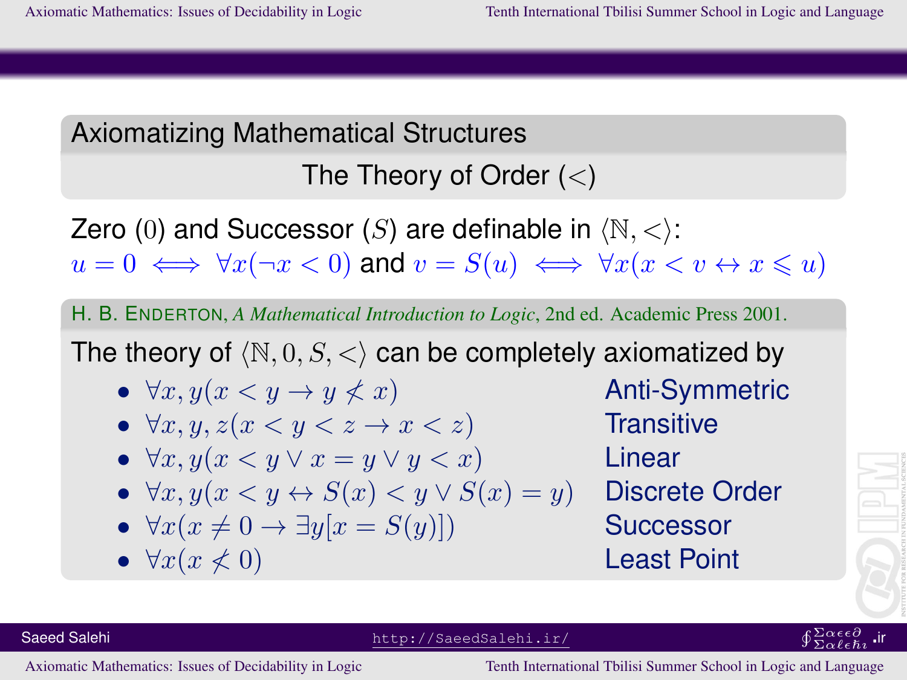## Axiomatizing Mathematical Structures

### The Theory of Order ($<$)

Zero ($0$) and Successor ($S$) are definable in $\langle \mathbb{N}, < \rangle$:
$u = 0 \iff \forall x(\neg x < 0)$ and $v = S(u) \iff \forall x(x < v \leftrightarrow x \leqslant u)$

H. B. Enderton, *A Mathematical Introduction to Logic*, 2nd ed. Academic Press 2001.

The theory of $\langle \mathbb{N}, 0, S, < \rangle$ can be completely axiomatized by

- $\forall x, y(x < y \rightarrow y \not< x)$ — Anti-Symmetric
- $\forall x, y, z(x < y < z \rightarrow x < z)$ — Transitive
- $\forall x, y(x < y \vee x = y \vee y < x)$ — Linear
- $\forall x, y(x < y \leftrightarrow S(x) < y \vee S(x) = y)$ — Discrete Order
- $\forall x(x \neq 0 \rightarrow \exists y[x = S(y)])$ — Successor
- $\forall x(x \not< 0)$ — Least Point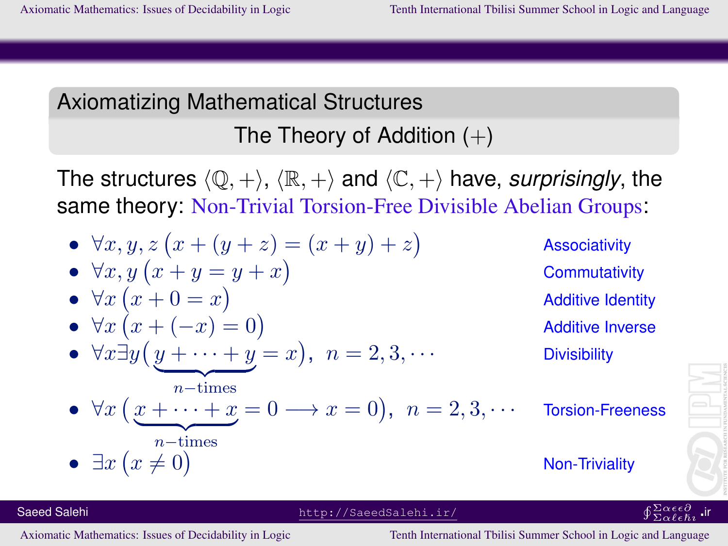## Axiomatizing Mathematical Structures

### The Theory of Addition $(+)$

The structures $\langle \mathbb{Q}, + \rangle$, $\langle \mathbb{R}, + \rangle$ and $\langle \mathbb{C}, + \rangle$ have, *surprisingly*, the same theory: Non-Trivial Torsion-Free Divisible Abelian Groups:

- $\forall x, y, z \left( x + (y + z) = (x + y) + z \right)$ — Associativity
- $\forall x, y \left( x + y = y + x \right)$ — Commutativity
- $\forall x \left( x + 0 = x \right)$ — Additive Identity
- $\forall x \left( x + (-x) = 0 \right)$ — Additive Inverse
- $\forall x \exists y \big( \underbrace{y + \cdots + y}_{n-\text{times}} = x \big), \ n = 2, 3, \cdots$ — Divisibility
- $\forall x \big( \underbrace{x + \cdots + x}_{n-\text{times}} = 0 \longrightarrow x = 0 \big), \ n = 2, 3, \cdots$ — Torsion-Freeness
- $\exists x \left( x \neq 0 \right)$ — Non-Triviality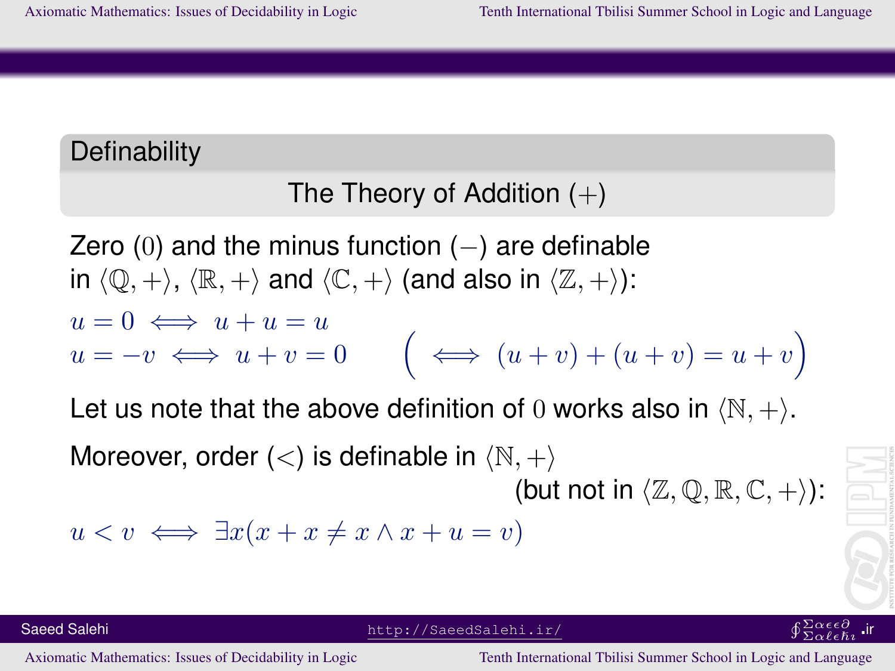## Definability

### The Theory of Addition $(+)$

Zero $(0)$ and the minus function $(-)$ are definable in $\langle \mathbb{Q}, + \rangle$, $\langle \mathbb{R}, + \rangle$ and $\langle \mathbb{C}, + \rangle$ (and also in $\langle \mathbb{Z}, + \rangle$):

$$u = 0 \iff u + u = u$$

$$u = -v \iff u + v = 0 \qquad \Big( \iff (u+v) + (u+v) = u + v \Big)$$

Let us note that the above definition of $0$ works also in $\langle \mathbb{N}, + \rangle$.

Moreover, order $(<)$ is definable in $\langle \mathbb{N}, + \rangle$ (but not in $\langle \mathbb{Z}, \mathbb{Q}, \mathbb{R}, \mathbb{C}, + \rangle$):

$$u < v \iff \exists x (x + x \neq x \wedge x + u = v)$$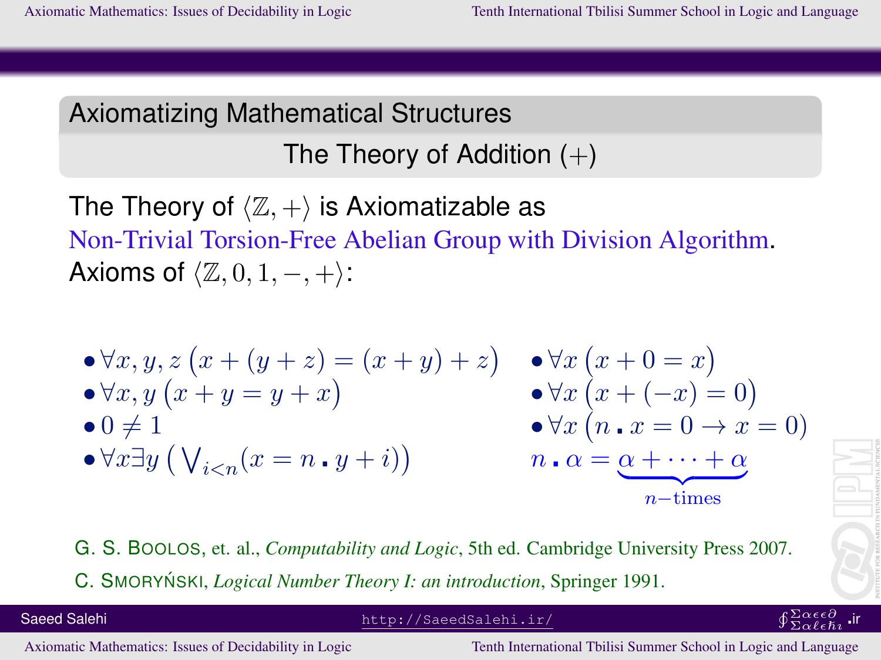## Axiomatizing Mathematical Structures

### The Theory of Addition $(+)$

The Theory of $\langle \mathbb{Z}, + \rangle$ is Axiomatizable as Non-Trivial Torsion-Free Abelian Group with Division Algorithm.

Axioms of $\langle \mathbb{Z}, 0, 1, -, + \rangle$:

- $\forall x, y, z \left( x + (y + z) = (x + y) + z \right)$
- $\forall x, y \left( x + y = y + x \right)$
- $0 \neq 1$
- $\forall x \exists y \left( \bigvee_{i<n} (x = n \centerdot y + i) \right)$
- $\forall x \left( x + 0 = x \right)$
- $\forall x \left( x + (-x) = 0 \right)$
- $\forall x \left( n \centerdot x = 0 \rightarrow x = 0 \right)$

$$n \centerdot \alpha = \underbrace{\alpha + \cdots + \alpha}_{n-\text{times}}$$

G. S. Boolos, et. al., *Computability and Logic*, 5th ed. Cambridge University Press 2007.

C. Smoryński, *Logical Number Theory I: an introduction*, Springer 1991.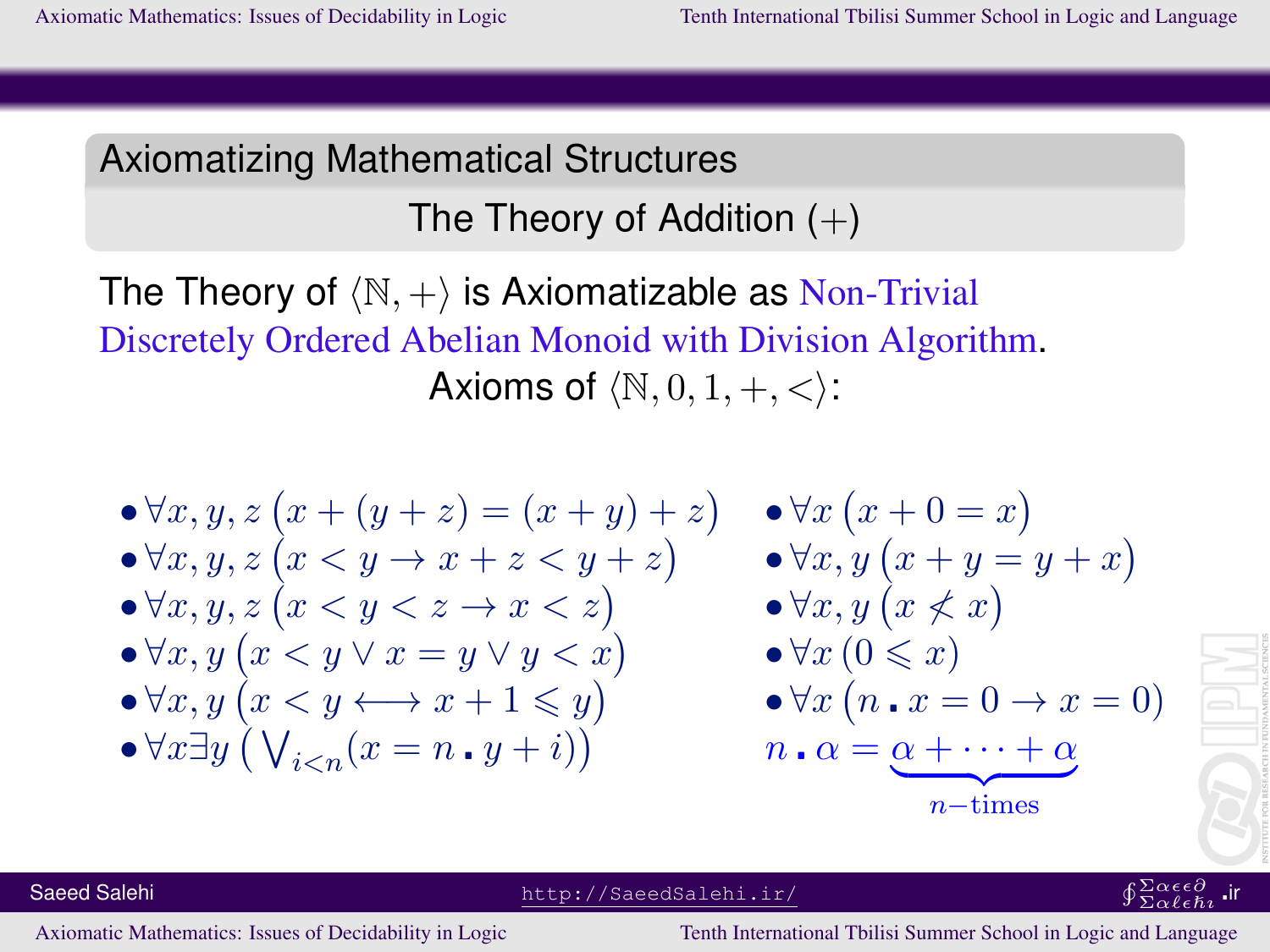## Axiomatizing Mathematical Structures

### The Theory of Addition $(+)$

The Theory of $\langle \mathbb{N}, + \rangle$ is Axiomatizable as Non-Trivial Discretely Ordered Abelian Monoid with Division Algorithm.

Axioms of $\langle \mathbb{N}, 0, 1, +, < \rangle$:

- $\forall x, y, z \left( x + (y + z) = (x + y) + z \right)$
- $\forall x, y, z \left( x < y \rightarrow x + z < y + z \right)$
- $\forall x, y, z \left( x < y < z \rightarrow x < z \right)$
- $\forall x, y \left( x < y \vee x = y \vee y < x \right)$
- $\forall x, y \left( x < y \longleftrightarrow x + 1 \leqslant y \right)$
- $\forall x \exists y \left( \bigvee_{i<n} (x = n \centerdot y + i) \right)$
- $\forall x \left( x + 0 = x \right)$
- $\forall x, y \left( x + y = y + x \right)$
- $\forall x, y \left( x \nless x \right)$
- $\forall x \left( 0 \leqslant x \right)$
- $\forall x \left( n \centerdot x = 0 \rightarrow x = 0 \right)$

$$n \centerdot \alpha = \underbrace{\alpha + \cdots + \alpha}_{n-\text{times}}$$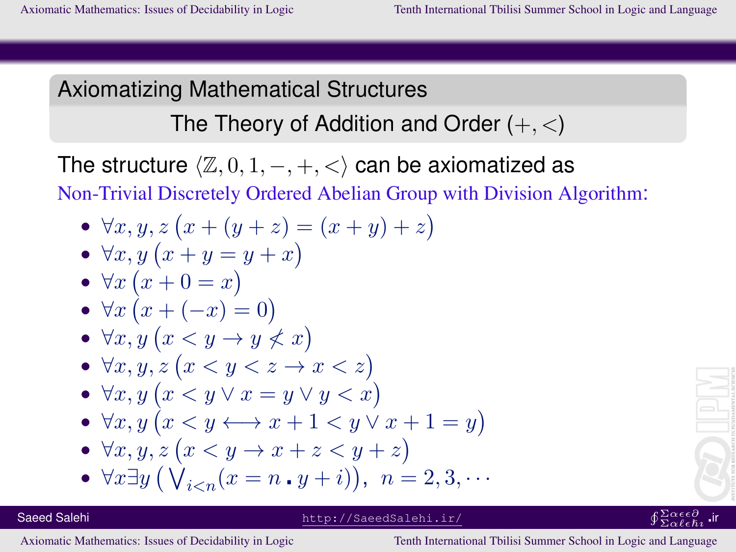## Axiomatizing Mathematical Structures

### The Theory of Addition and Order $(+, <)$

The structure $\langle \mathbb{Z}, 0, 1, -, +, < \rangle$ can be axiomatized as
Non-Trivial Discretely Ordered Abelian Group with Division Algorithm:

- $\forall x, y, z \, \big( x + (y + z) = (x + y) + z \big)$
- $\forall x, y \, \big( x + y = y + x \big)$
- $\forall x \, \big( x + 0 = x \big)$
- $\forall x \, \big( x + (-x) = 0 \big)$
- $\forall x, y \, \big( x < y \rightarrow y \not< x \big)$
- $\forall x, y, z \, \big( x < y < z \rightarrow x < z \big)$
- $\forall x, y \, \big( x < y \vee x = y \vee y < x \big)$
- $\forall x, y \, \big( x < y \longleftrightarrow x + 1 < y \vee x + 1 = y \big)$
- $\forall x, y, z \, \big( x < y \rightarrow x + z < y + z \big)$
- $\forall x \exists y \, \big( \bigvee_{i<n} (x = n \centerdot y + i) \big), \;\; n = 2, 3, \cdots$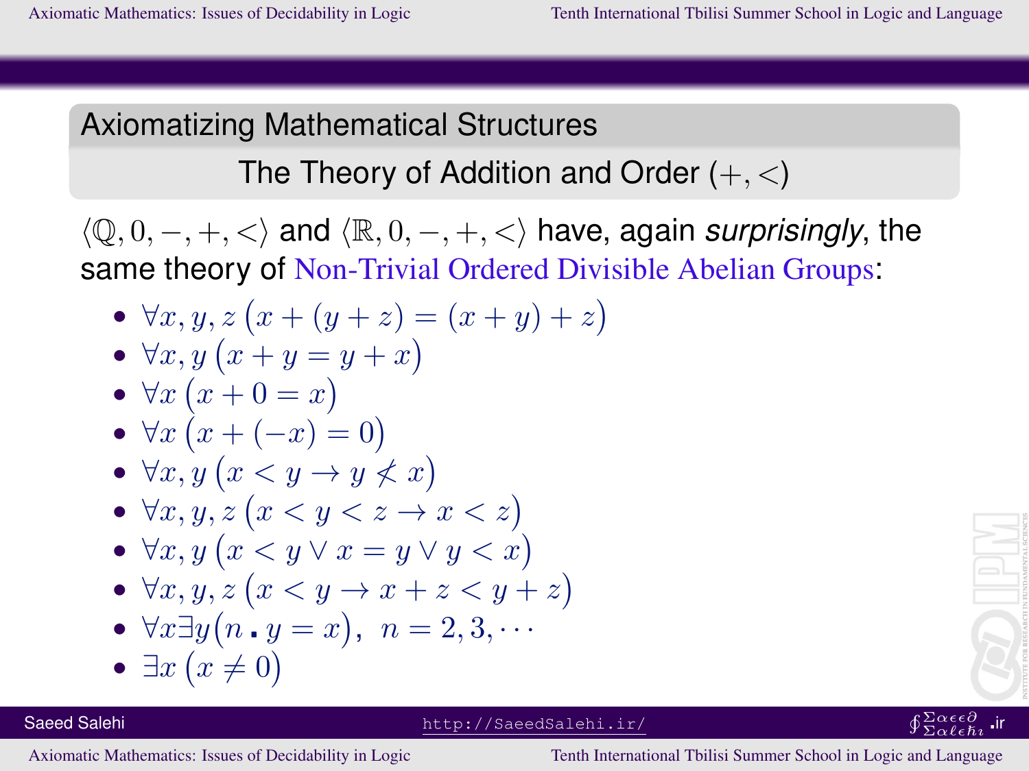## Axiomatizing Mathematical Structures

### The Theory of Addition and Order $(+, <)$

$\langle \mathbb{Q}, 0, -, +, < \rangle$ and $\langle \mathbb{R}, 0, -, +, < \rangle$ have, again *surprisingly*, the same theory of Non-Trivial Ordered Divisible Abelian Groups:

- $\forall x, y, z \big(x + (y + z) = (x + y) + z\big)$
- $\forall x, y \big(x + y = y + x\big)$
- $\forall x \big(x + 0 = x\big)$
- $\forall x \big(x + (-x) = 0\big)$
- $\forall x, y \big(x < y \rightarrow y \not< x\big)$
- $\forall x, y, z \big(x < y < z \rightarrow x < z\big)$
- $\forall x, y \big(x < y \vee x = y \vee y < x\big)$
- $\forall x, y, z \big(x < y \rightarrow x + z < y + z\big)$
- $\forall x \exists y \big(n \centerdot y = x\big), \;\; n = 2, 3, \cdots$
- $\exists x \big(x \neq 0\big)$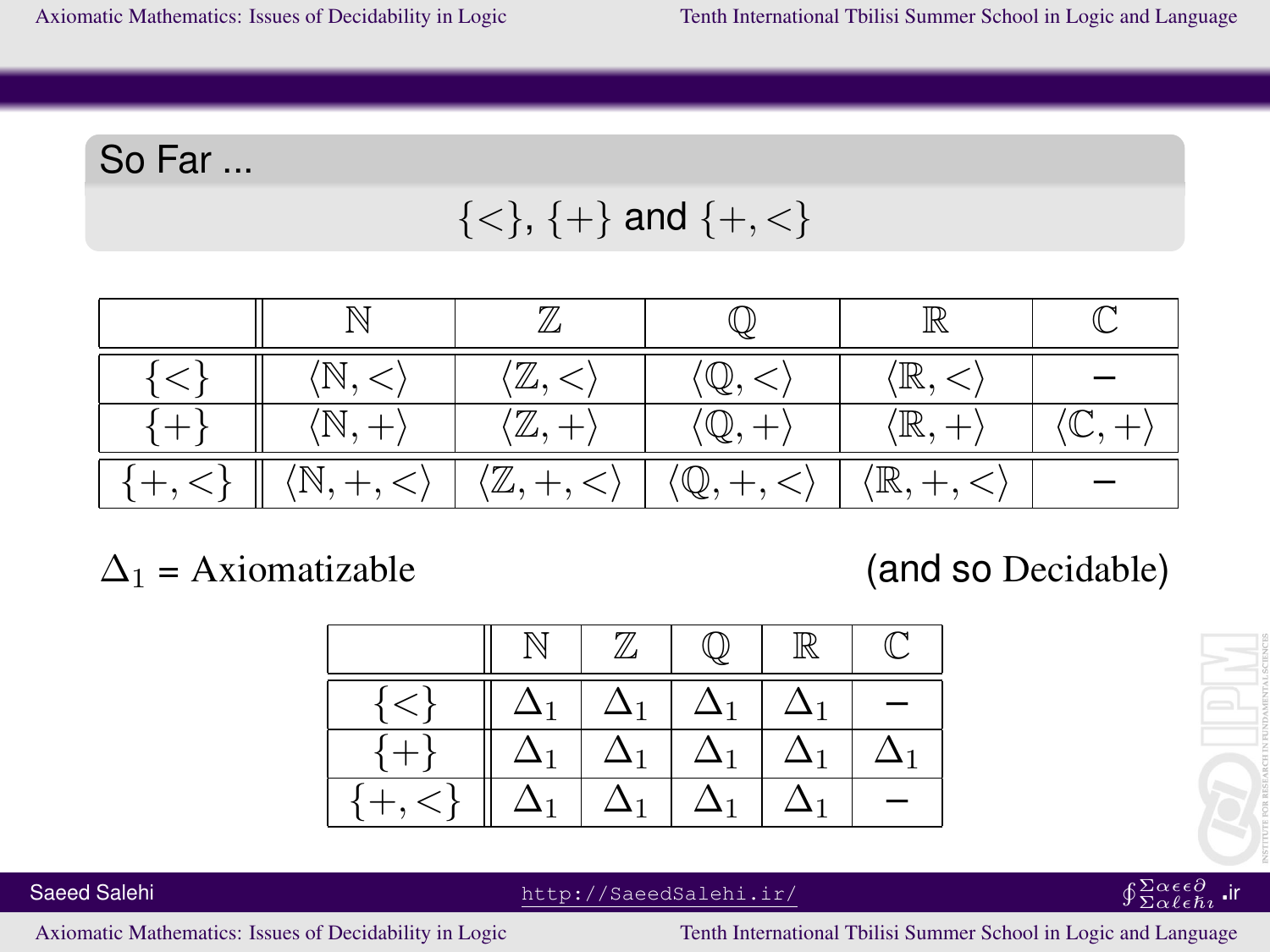## So Far ...

$\{<\}$, $\{+\}$ and $\{+,<\}$

| | $\mathbb{N}$ | $\mathbb{Z}$ | $\mathbb{Q}$ | $\mathbb{R}$ | $\mathbb{C}$ |
|---|---|---|---|---|---|
| $\{<\}$ | $\langle\mathbb{N},<\rangle$ | $\langle\mathbb{Z},<\rangle$ | $\langle\mathbb{Q},<\rangle$ | $\langle\mathbb{R},<\rangle$ | – |
| $\{+\}$ | $\langle\mathbb{N},+\rangle$ | $\langle\mathbb{Z},+\rangle$ | $\langle\mathbb{Q},+\rangle$ | $\langle\mathbb{R},+\rangle$ | $\langle\mathbb{C},+\rangle$ |
| $\{+,<\}$ | $\langle\mathbb{N},+,<\rangle$ | $\langle\mathbb{Z},+,<\rangle$ | $\langle\mathbb{Q},+,<\rangle$ | $\langle\mathbb{R},+,<\rangle$ | – |

$\Delta_1$ = Axiomatizable (and so Decidable)

| | $\mathbb{N}$ | $\mathbb{Z}$ | $\mathbb{Q}$ | $\mathbb{R}$ | $\mathbb{C}$ |
|---|---|---|---|---|---|
| $\{<\}$ | $\Delta_1$ | $\Delta_1$ | $\Delta_1$ | $\Delta_1$ | – |
| $\{+\}$ | $\Delta_1$ | $\Delta_1$ | $\Delta_1$ | $\Delta_1$ | $\Delta_1$ |
| $\{+,<\}$ | $\Delta_1$ | $\Delta_1$ | $\Delta_1$ | $\Delta_1$ | – |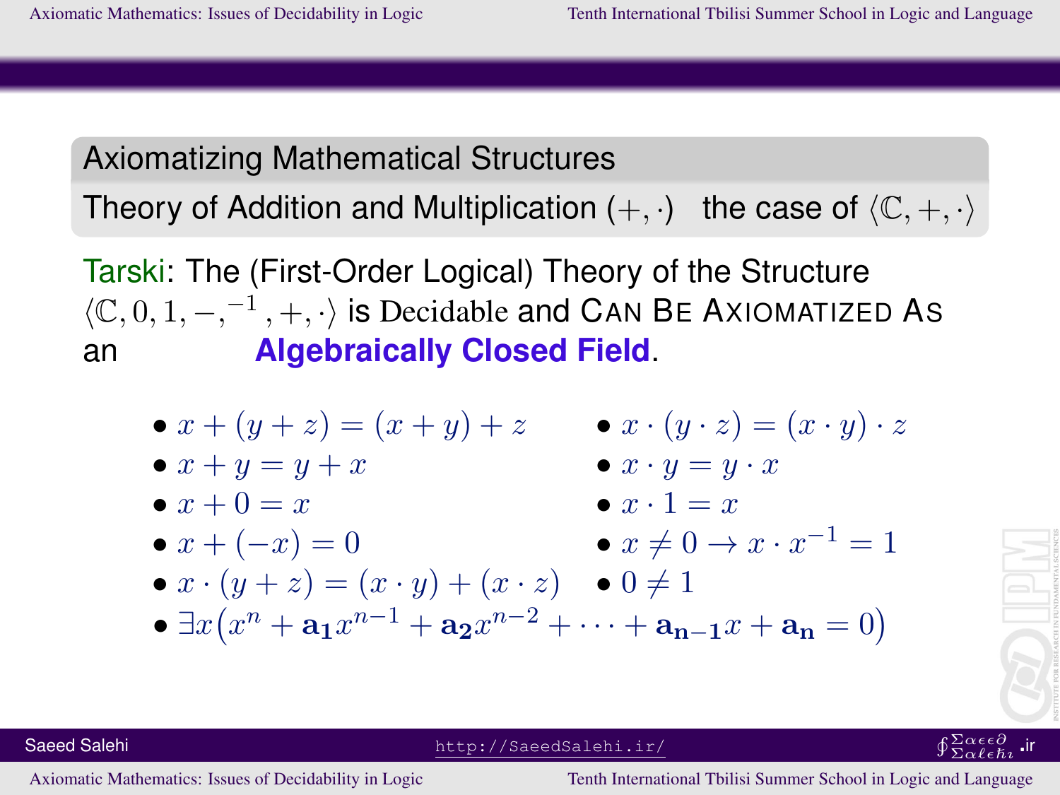## Axiomatizing Mathematical Structures

### Theory of Addition and Multiplication $(+,\cdot)$ the case of $\langle\mathbb{C},+,\cdot\rangle$

Tarski: The (First-Order Logical) Theory of the Structure $\langle\mathbb{C},0,1,-,^{-1},+,\cdot\rangle$ is Decidable and CAN BE AXIOMATIZED AS an **Algebraically Closed Field**.

- $x+(y+z)=(x+y)+z$
- $x+y=y+x$
- $x+0=x$
- $x+(-x)=0$
- $x\cdot(y+z)=(x\cdot y)+(x\cdot z)$
- $x\cdot(y\cdot z)=(x\cdot y)\cdot z$
- $x\cdot y=y\cdot x$
- $x\cdot 1=x$
- $x\neq 0\rightarrow x\cdot x^{-1}=1$
- $0\neq 1$
- $\exists x\big(x^n+\mathbf{a_1}x^{n-1}+\mathbf{a_2}x^{n-2}+\cdots+\mathbf{a_{n-1}}x+\mathbf{a_n}=0\big)$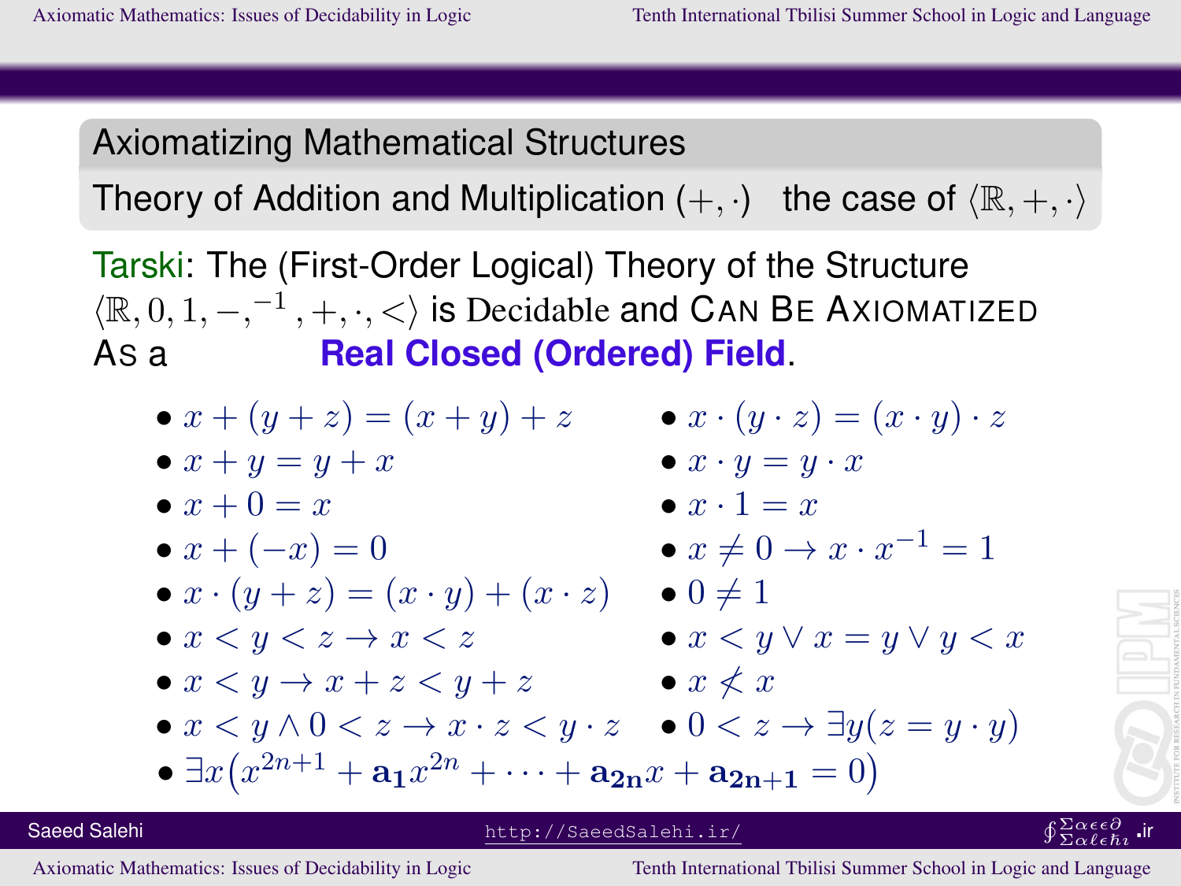## Axiomatizing Mathematical Structures

### Theory of Addition and Multiplication $(+, \cdot)$ the case of $\langle \mathbb{R}, +, \cdot \rangle$

Tarski: The (First-Order Logical) Theory of the Structure $\langle \mathbb{R}, 0, 1, -, ^{-1}, +, \cdot, < \rangle$ is Decidable and CAN BE AXIOMATIZED AS a **Real Closed (Ordered) Field**.

- $x + (y + z) = (x + y) + z$
- $x \cdot (y \cdot z) = (x \cdot y) \cdot z$
- $x + y = y + x$
- $x \cdot y = y \cdot x$
- $x + 0 = x$
- $x \cdot 1 = x$
- $x + (-x) = 0$
- $x \neq 0 \rightarrow x \cdot x^{-1} = 1$
- $x \cdot (y + z) = (x \cdot y) + (x \cdot z)$
- $0 \neq 1$
- $x < y < z \rightarrow x < z$
- $x < y \vee x = y \vee y < x$
- $x < y \rightarrow x + z < y + z$
- $x \not< x$
- $x < y \wedge 0 < z \rightarrow x \cdot z < y \cdot z$
- $0 < z \rightarrow \exists y (z = y \cdot y)$
- $\exists x \big( x^{2n+1} + \mathbf{a_1} x^{2n} + \cdots + \mathbf{a_{2n}} x + \mathbf{a_{2n+1}} = 0 \big)$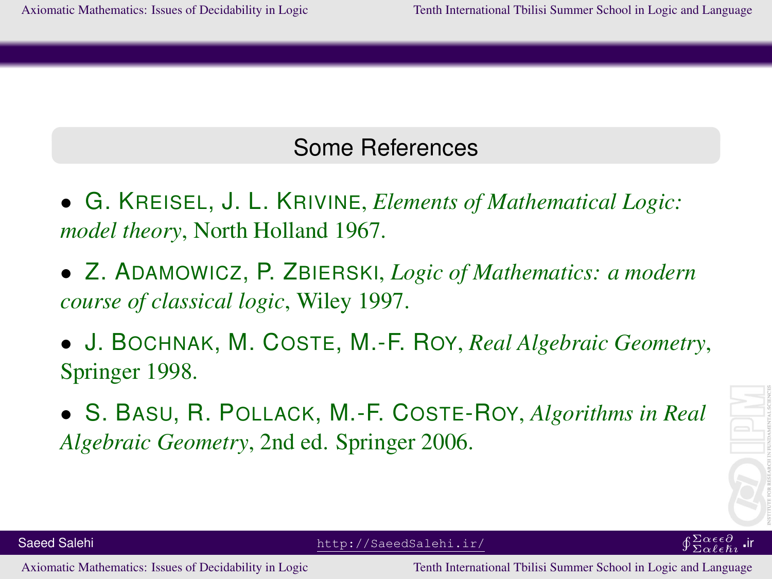## Some References

- G. KREISEL, J. L. KRIVINE, *Elements of Mathematical Logic: model theory*, North Holland 1967.
- Z. ADAMOWICZ, P. ZBIERSKI, *Logic of Mathematics: a modern course of classical logic*, Wiley 1997.
- J. BOCHNAK, M. COSTE, M.-F. ROY, *Real Algebraic Geometry*, Springer 1998.
- S. BASU, R. POLLACK, M.-F. COSTE-ROY, *Algorithms in Real Algebraic Geometry*, 2nd ed. Springer 2006.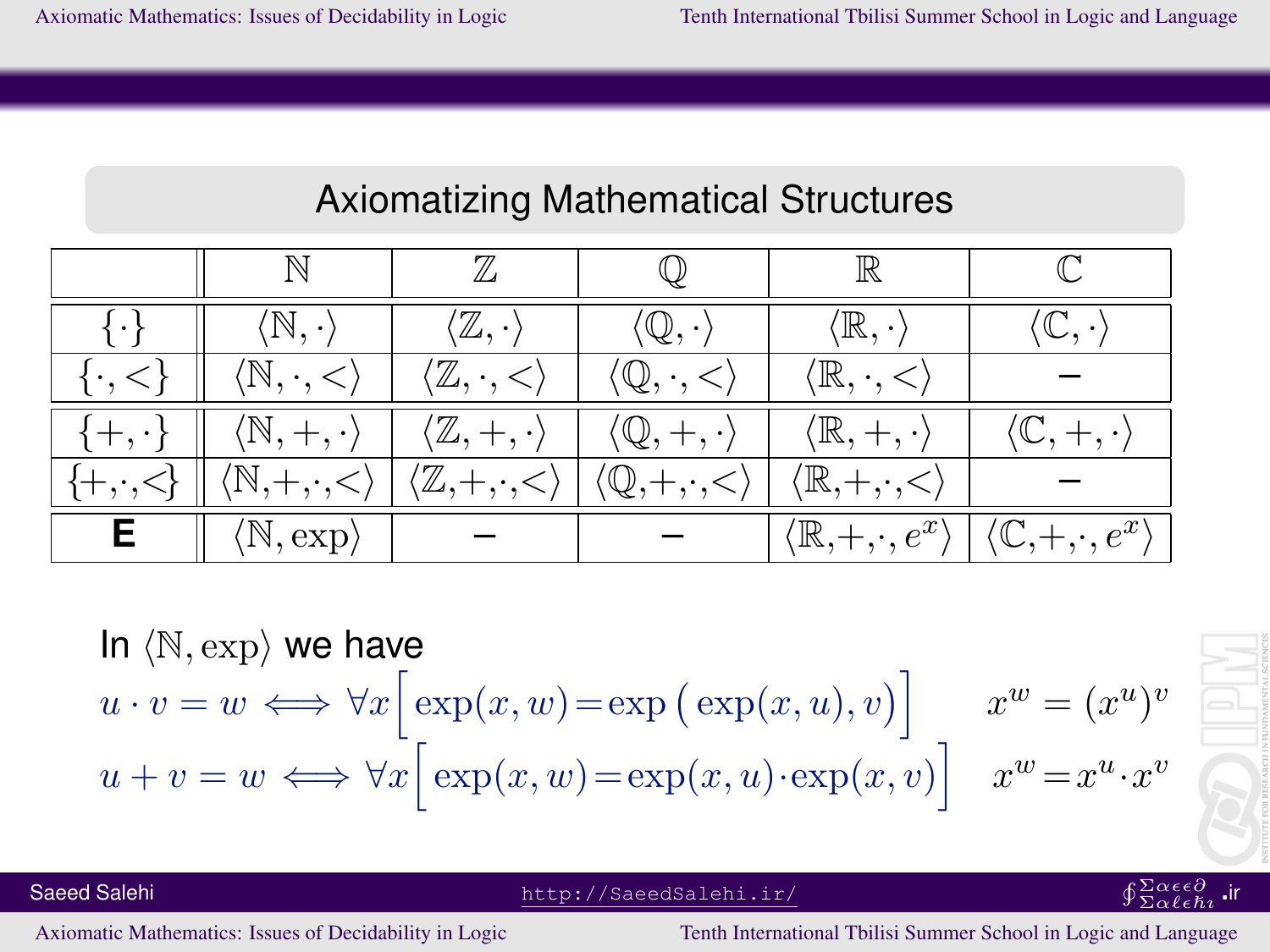## Axiomatizing Mathematical Structures

| | $\mathbb{N}$ | $\mathbb{Z}$ | $\mathbb{Q}$ | $\mathbb{R}$ | $\mathbb{C}$ |
|---|---|---|---|---|---|
| $\{\cdot\}$ | $\langle \mathbb{N}, \cdot \rangle$ | $\langle \mathbb{Z}, \cdot \rangle$ | $\langle \mathbb{Q}, \cdot \rangle$ | $\langle \mathbb{R}, \cdot \rangle$ | $\langle \mathbb{C}, \cdot \rangle$ |
| $\{\cdot, <\}$ | $\langle \mathbb{N}, \cdot, < \rangle$ | $\langle \mathbb{Z}, \cdot, < \rangle$ | $\langle \mathbb{Q}, \cdot, < \rangle$ | $\langle \mathbb{R}, \cdot, < \rangle$ | – |
| $\{+, \cdot\}$ | $\langle \mathbb{N}, +, \cdot \rangle$ | $\langle \mathbb{Z}, +, \cdot \rangle$ | $\langle \mathbb{Q}, +, \cdot \rangle$ | $\langle \mathbb{R}, +, \cdot \rangle$ | $\langle \mathbb{C}, +, \cdot \rangle$ |
| $\{+, \cdot, <\}$ | $\langle \mathbb{N}, +, \cdot, < \rangle$ | $\langle \mathbb{Z}, +, \cdot, < \rangle$ | $\langle \mathbb{Q}, +, \cdot, < \rangle$ | $\langle \mathbb{R}, +, \cdot, < \rangle$ | – |
| **E** | $\langle \mathbb{N}, \exp \rangle$ | – | – | $\langle \mathbb{R}, +, \cdot, e^x \rangle$ | $\langle \mathbb{C}, +, \cdot, e^x \rangle$ |

In $\langle \mathbb{N}, \exp \rangle$ we have

$$u \cdot v = w \iff \forall x \Big[ \exp(x, w) = \exp\big(\exp(x, u), v\big) \Big] \qquad x^w = (x^u)^v$$

$$u + v = w \iff \forall x \Big[ \exp(x, w) = \exp(x, u) \cdot \exp(x, v) \Big] \qquad x^w = x^u \cdot x^v$$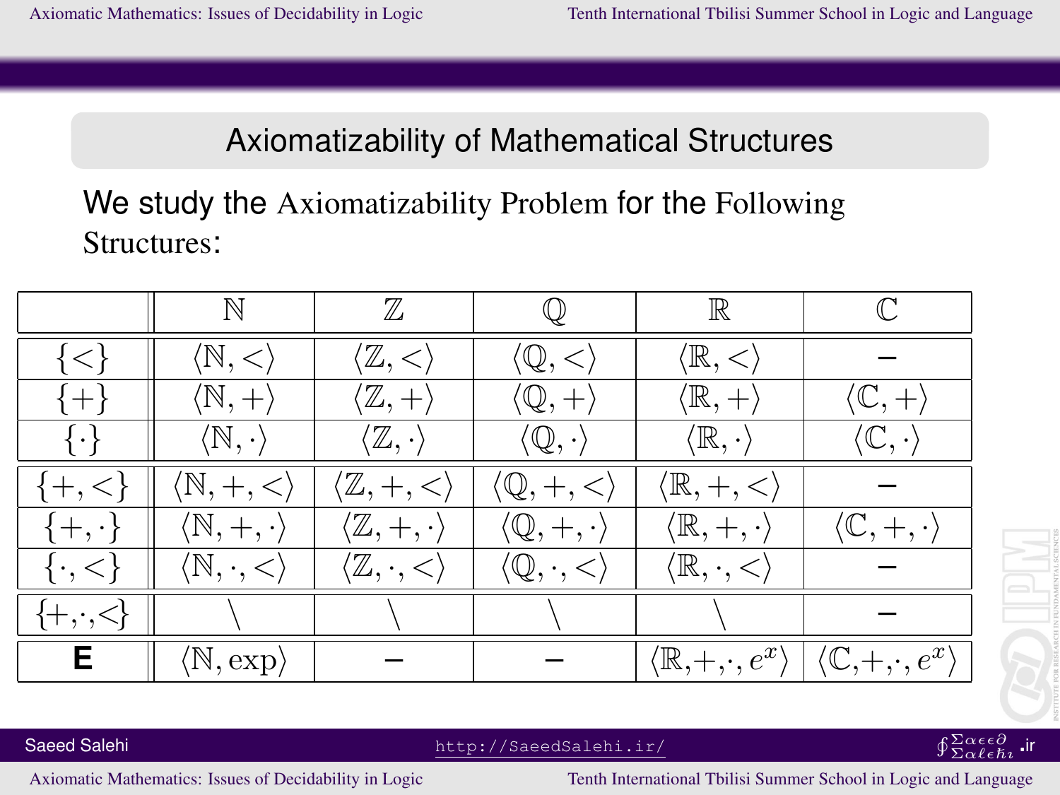## Axiomatizability of Mathematical Structures

We study the Axiomatizability Problem for the Following Structures:

| | $\mathbb{N}$ | $\mathbb{Z}$ | $\mathbb{Q}$ | $\mathbb{R}$ | $\mathbb{C}$ |
|---|---|---|---|---|---|
| $\{<\}$ | $\langle\mathbb{N},<\rangle$ | $\langle\mathbb{Z},<\rangle$ | $\langle\mathbb{Q},<\rangle$ | $\langle\mathbb{R},<\rangle$ | – |
| $\{+\}$ | $\langle\mathbb{N},+\rangle$ | $\langle\mathbb{Z},+\rangle$ | $\langle\mathbb{Q},+\rangle$ | $\langle\mathbb{R},+\rangle$ | $\langle\mathbb{C},+\rangle$ |
| $\{\cdot\}$ | $\langle\mathbb{N},\cdot\rangle$ | $\langle\mathbb{Z},\cdot\rangle$ | $\langle\mathbb{Q},\cdot\rangle$ | $\langle\mathbb{R},\cdot\rangle$ | $\langle\mathbb{C},\cdot\rangle$ |
| $\{+,<\}$ | $\langle\mathbb{N},+,<\rangle$ | $\langle\mathbb{Z},+,<\rangle$ | $\langle\mathbb{Q},+,<\rangle$ | $\langle\mathbb{R},+,<\rangle$ | – |
| $\{+,\cdot\}$ | $\langle\mathbb{N},+,\cdot\rangle$ | $\langle\mathbb{Z},+,\cdot\rangle$ | $\langle\mathbb{Q},+,\cdot\rangle$ | $\langle\mathbb{R},+,\cdot\rangle$ | $\langle\mathbb{C},+,\cdot\rangle$ |
| $\{\cdot,<\}$ | $\langle\mathbb{N},\cdot,<\rangle$ | $\langle\mathbb{Z},\cdot,<\rangle$ | $\langle\mathbb{Q},\cdot,<\rangle$ | $\langle\mathbb{R},\cdot,<\rangle$ | – |
| $\{+,\cdot,<\}$ | \ | \ | \ | \ | – |
| **E** | $\langle\mathbb{N},\exp\rangle$ | – | – | $\langle\mathbb{R},+,\cdot,e^x\rangle$ | $\langle\mathbb{C},+,\cdot,e^x\rangle$ |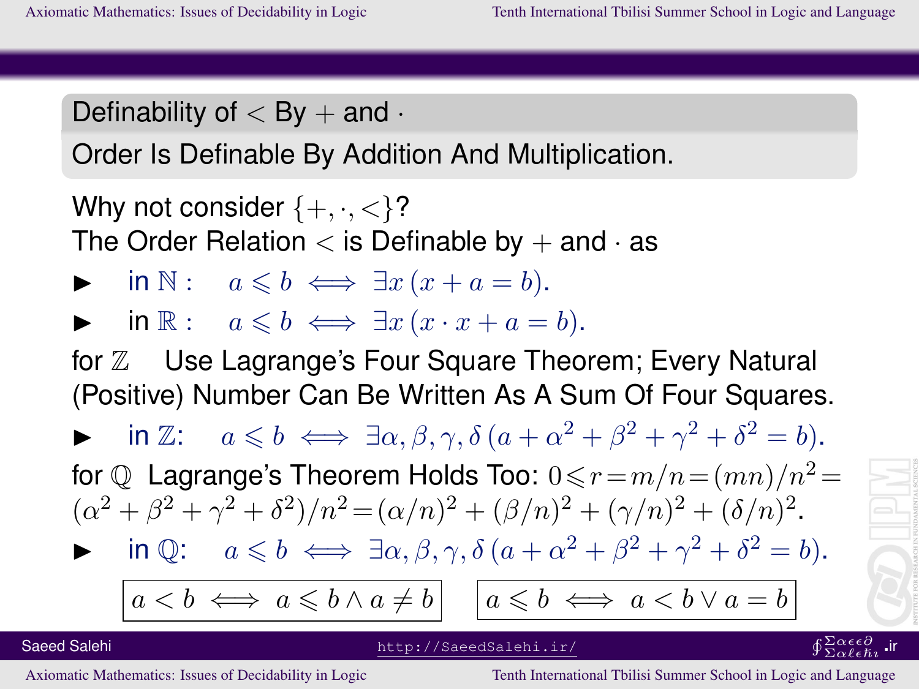## Definability of $<$ By $+$ and $\cdot$

**Order Is Definable By Addition And Multiplication.**

Why not consider $\{+, \cdot, <\}$?
The Order Relation $<$ is Definable by $+$ and $\cdot$ as

- in $\mathbb{N}$ : $a \leqslant b \iff \exists x\,(x + a = b)$.
- in $\mathbb{R}$ : $a \leqslant b \iff \exists x\,(x \cdot x + a = b)$.

for $\mathbb{Z}$ Use Lagrange's Four Square Theorem; Every Natural (Positive) Number Can Be Written As A Sum Of Four Squares.

- in $\mathbb{Z}$: $a \leqslant b \iff \exists \alpha, \beta, \gamma, \delta\,(a + \alpha^2 + \beta^2 + \gamma^2 + \delta^2 = b)$.

for $\mathbb{Q}$ Lagrange's Theorem Holds Too: $0 \leqslant r = m/n = (mn)/n^2 = (\alpha^2 + \beta^2 + \gamma^2 + \delta^2)/n^2 = (\alpha/n)^2 + (\beta/n)^2 + (\gamma/n)^2 + (\delta/n)^2$.

- in $\mathbb{Q}$: $a \leqslant b \iff \exists \alpha, \beta, \gamma, \delta\,(a + \alpha^2 + \beta^2 + \gamma^2 + \delta^2 = b)$.

$$a < b \iff a \leqslant b \wedge a \neq b \qquad\qquad a \leqslant b \iff a < b \vee a = b$$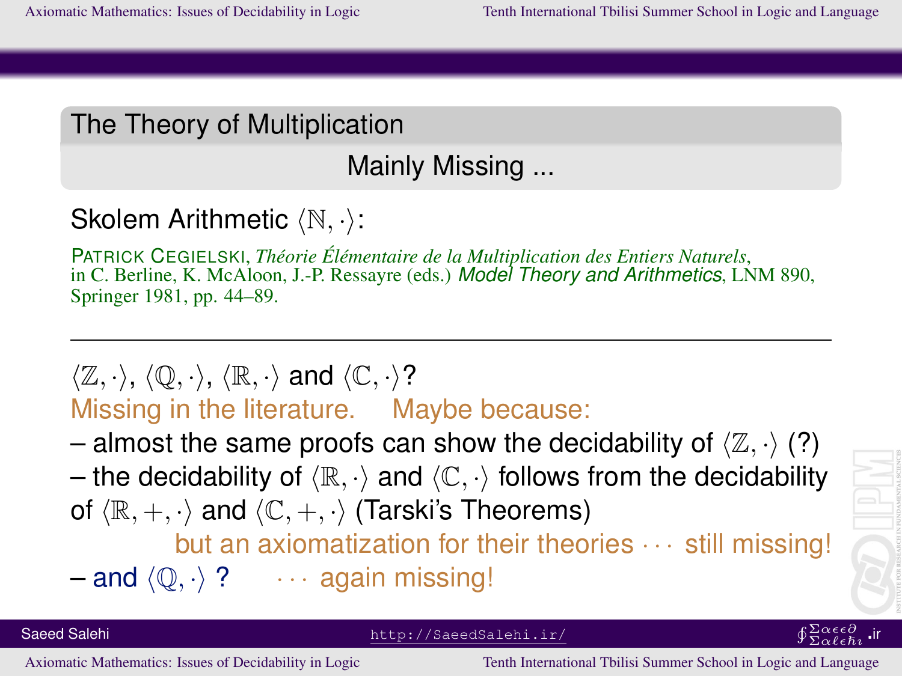## The Theory of Multiplication

### Mainly Missing ...

Skolem Arithmetic $\langle\mathbb{N},\cdot\rangle$:

PATRICK CEGIELSKI, *Théorie Élémentaire de la Multiplication des Entiers Naturels*, in C. Berline, K. McAloon, J.-P. Ressayre (eds.) *Model Theory and Arithmetics*, LNM 890, Springer 1981, pp. 44–89.

---

$\langle\mathbb{Z},\cdot\rangle$, $\langle\mathbb{Q},\cdot\rangle$, $\langle\mathbb{R},\cdot\rangle$ and $\langle\mathbb{C},\cdot\rangle$?

Missing in the literature. Maybe because:

– almost the same proofs can show the decidability of $\langle\mathbb{Z},\cdot\rangle$ (?)

– the decidability of $\langle\mathbb{R},\cdot\rangle$ and $\langle\mathbb{C},\cdot\rangle$ follows from the decidability of $\langle\mathbb{R},+,\cdot\rangle$ and $\langle\mathbb{C},+,\cdot\rangle$ (Tarski's Theorems)

but an axiomatization for their theories $\cdots$ still missing!

– and $\langle\mathbb{Q},\cdot\rangle$ ? $\cdots$ again missing!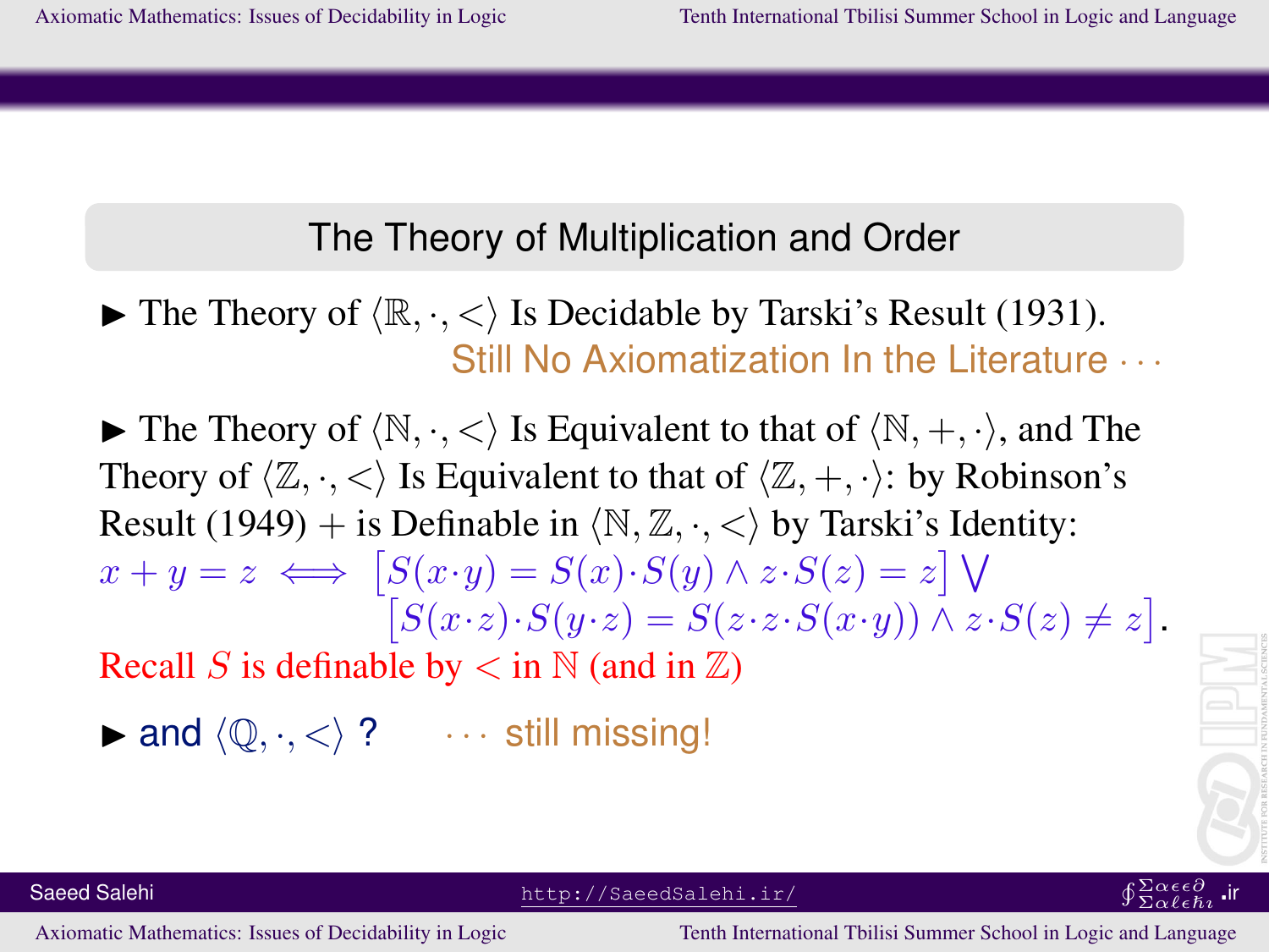## The Theory of Multiplication and Order

▶ The Theory of $\langle \mathbb{R}, \cdot, < \rangle$ Is Decidable by Tarski's Result (1931).
Still No Axiomatization In the Literature $\cdots$

▶ The Theory of $\langle \mathbb{N}, \cdot, < \rangle$ Is Equivalent to that of $\langle \mathbb{N}, +, \cdot \rangle$, and The Theory of $\langle \mathbb{Z}, \cdot, < \rangle$ Is Equivalent to that of $\langle \mathbb{Z}, +, \cdot \rangle$: by Robinson's Result (1949) $+$ is Definable in $\langle \mathbb{N}, \mathbb{Z}, \cdot, < \rangle$ by Tarski's Identity:

$$x + y = z \iff \big[S(x \cdot y) = S(x) \cdot S(y) \wedge z \cdot S(z) = z\big] \bigvee \big[S(x \cdot z) \cdot S(y \cdot z) = S(z \cdot z \cdot S(x \cdot y)) \wedge z \cdot S(z) \neq z\big].$$

Recall $S$ is definable by $<$ in $\mathbb{N}$ (and in $\mathbb{Z}$)

▶ and $\langle \mathbb{Q}, \cdot, < \rangle$ ? $\cdots$ still missing!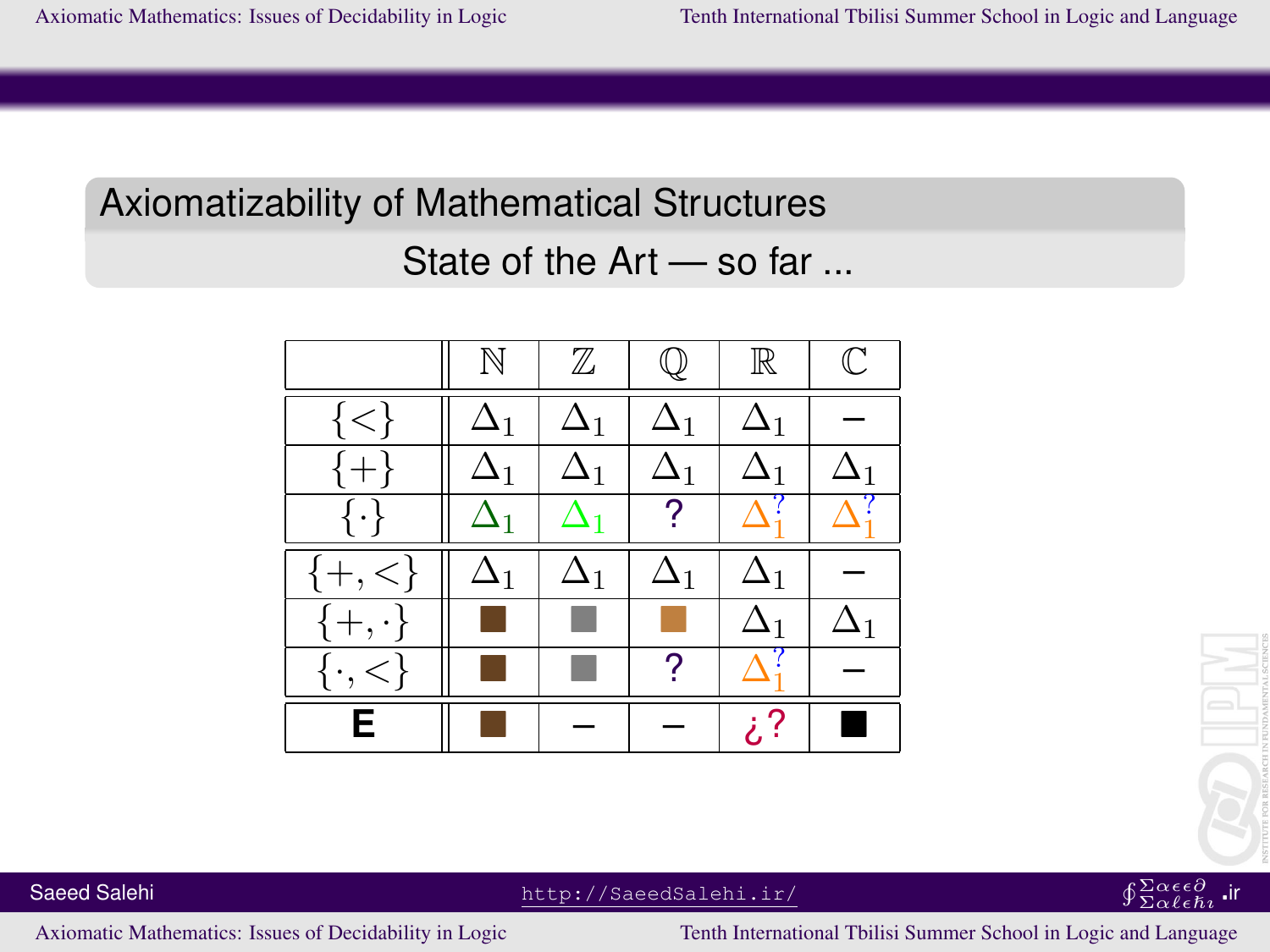## Axiomatizability of Mathematical Structures

### State of the Art — so far ...

| | $\mathbb{N}$ | $\mathbb{Z}$ | $\mathbb{Q}$ | $\mathbb{R}$ | $\mathbb{C}$ |
|---|---|---|---|---|---|
| $\{<\}$ | $\Delta_1$ | $\Delta_1$ | $\Delta_1$ | $\Delta_1$ | – |
| $\{+\}$ | $\Delta_1$ | $\Delta_1$ | $\Delta_1$ | $\Delta_1$ | $\Delta_1$ |
| $\{\cdot\}$ | $\Delta_1$ | $\Delta_1$ | ? | $\Delta_1^?$ | $\Delta_1^?$ |
| $\{+,<\}$ | $\Delta_1$ | $\Delta_1$ | $\Delta_1$ | $\Delta_1$ | – |
| $\{+,\cdot\}$ | ■ | ■ | ■ | $\Delta_1$ | $\Delta_1$ |
| $\{\cdot,<\}$ | ■ | ■ | ? | $\Delta_1^?$ | – |
| **E** | ■ | – | – | ¿? | ■ |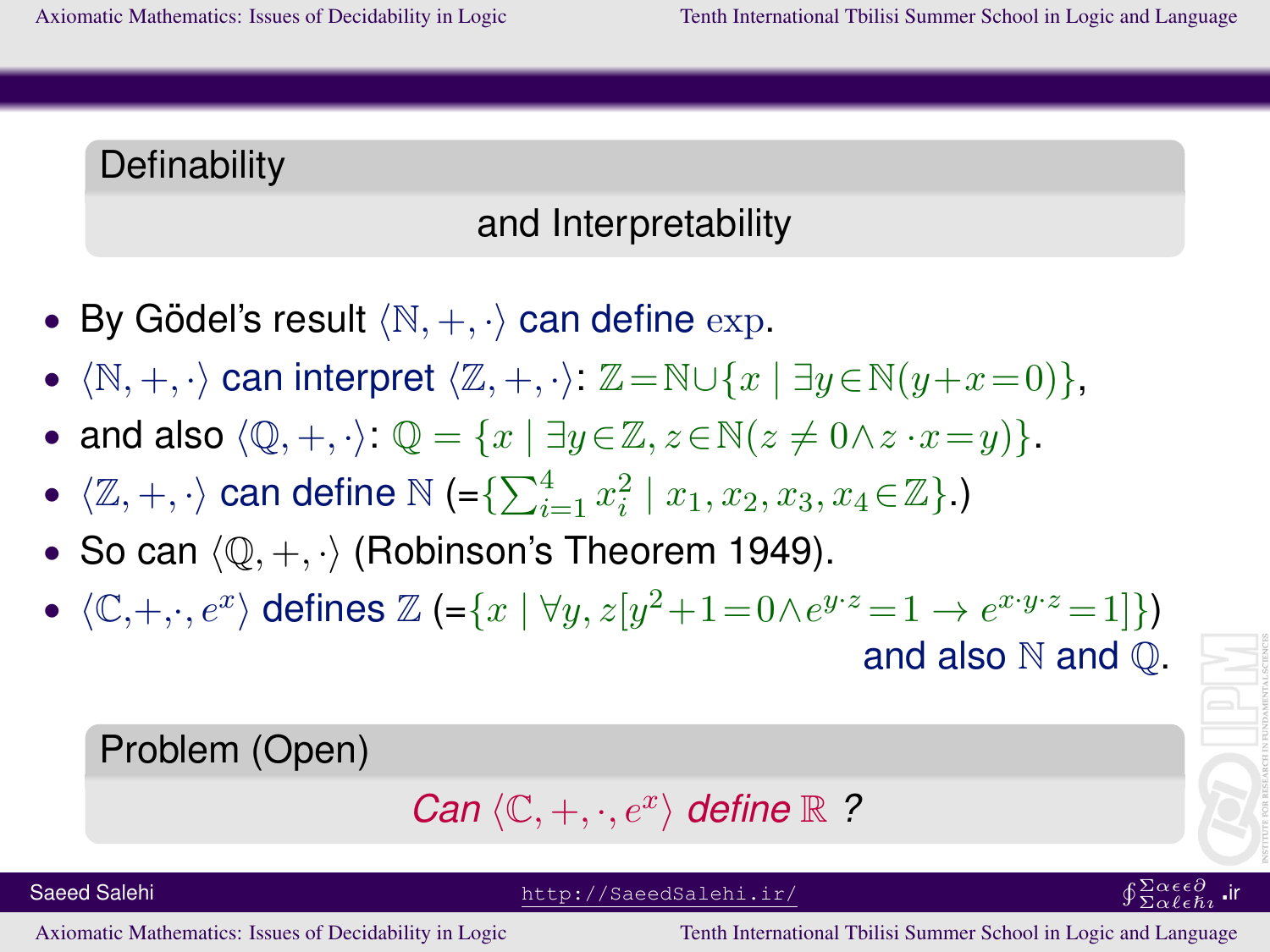## Definability

and Interpretability

- By Gödel's result $\langle \mathbb{N}, +, \cdot \rangle$ can define $\exp$.
- $\langle \mathbb{N}, +, \cdot \rangle$ can interpret $\langle \mathbb{Z}, +, \cdot \rangle$: $\mathbb{Z} = \mathbb{N} \cup \{x \mid \exists y \in \mathbb{N}(y + x = 0)\}$,
- and also $\langle \mathbb{Q}, +, \cdot \rangle$: $\mathbb{Q} = \{x \mid \exists y \in \mathbb{Z}, z \in \mathbb{N}(z \neq 0 \wedge z \cdot x = y)\}$.
- $\langle \mathbb{Z}, +, \cdot \rangle$ can define $\mathbb{N}$ (=$\{\sum_{i=1}^{4} x_i^2 \mid x_1, x_2, x_3, x_4 \in \mathbb{Z}\}$.)
- So can $\langle \mathbb{Q}, +, \cdot \rangle$ (Robinson's Theorem 1949).
- $\langle \mathbb{C}, +, \cdot, e^x \rangle$ defines $\mathbb{Z}$ (=$\{x \mid \forall y, z[y^2 + 1 = 0 \wedge e^{y \cdot z} = 1 \rightarrow e^{x \cdot y \cdot z} = 1]\}$) and also $\mathbb{N}$ and $\mathbb{Q}$.

## Problem (Open)

*Can* $\langle \mathbb{C}, +, \cdot, e^x \rangle$ *define* $\mathbb{R}$ *?*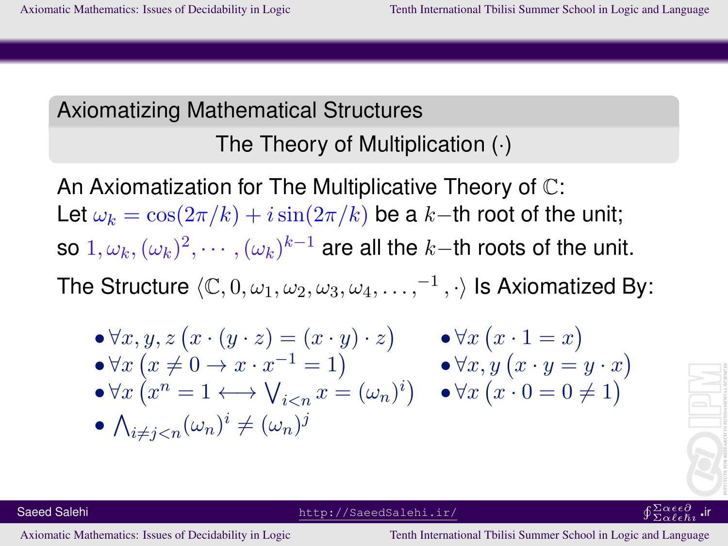## Axiomatizing Mathematical Structures

### The Theory of Multiplication $(\cdot)$

An Axiomatization for The Multiplicative Theory of $\mathbb{C}$:
Let $\omega_k = \cos(2\pi/k) + i\sin(2\pi/k)$ be a $k-$th root of the unit;
so $1, \omega_k, (\omega_k)^2, \cdots, (\omega_k)^{k-1}$ are all the $k-$th roots of the unit.

The Structure $\langle \mathbb{C}, 0, \omega_1, \omega_2, \omega_3, \omega_4, \ldots, ^{-1}, \cdot \rangle$ Is Axiomatized By:

- $\forall x, y, z \, \big(x \cdot (y \cdot z) = (x \cdot y) \cdot z\big)$
- $\forall x \, \big(x \neq 0 \rightarrow x \cdot x^{-1} = 1\big)$
- $\forall x \, \big(x^n = 1 \longleftrightarrow \bigvee_{i<n} x = (\omega_n)^i\big)$
- $\bigwedge_{i \neq j < n} (\omega_n)^i \neq (\omega_n)^j$
- $\forall x \, \big(x \cdot 1 = x\big)$
- $\forall x, y \, \big(x \cdot y = y \cdot x\big)$
- $\forall x \, \big(x \cdot 0 = 0 \neq 1\big)$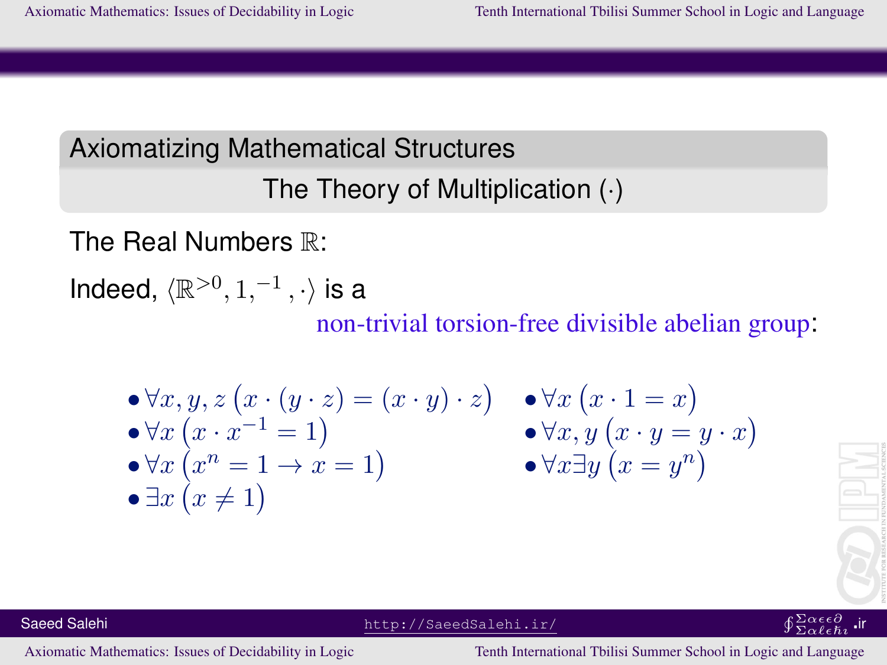## Axiomatizing Mathematical Structures

### The Theory of Multiplication $(\cdot)$

The Real Numbers $\mathbb{R}$:

Indeed, $\langle \mathbb{R}^{>0}, 1, ^{-1}, \cdot \rangle$ is a non-trivial torsion-free divisible abelian group:

- $\forall x, y, z \big(x \cdot (y \cdot z) = (x \cdot y) \cdot z\big)$
- $\forall x \big(x \cdot 1 = x\big)$
- $\forall x \big(x \cdot x^{-1} = 1\big)$
- $\forall x, y \big(x \cdot y = y \cdot x\big)$
- $\forall x \big(x^n = 1 \rightarrow x = 1\big)$
- $\forall x \exists y \big(x = y^n\big)$
- $\exists x \big(x \neq 1\big)$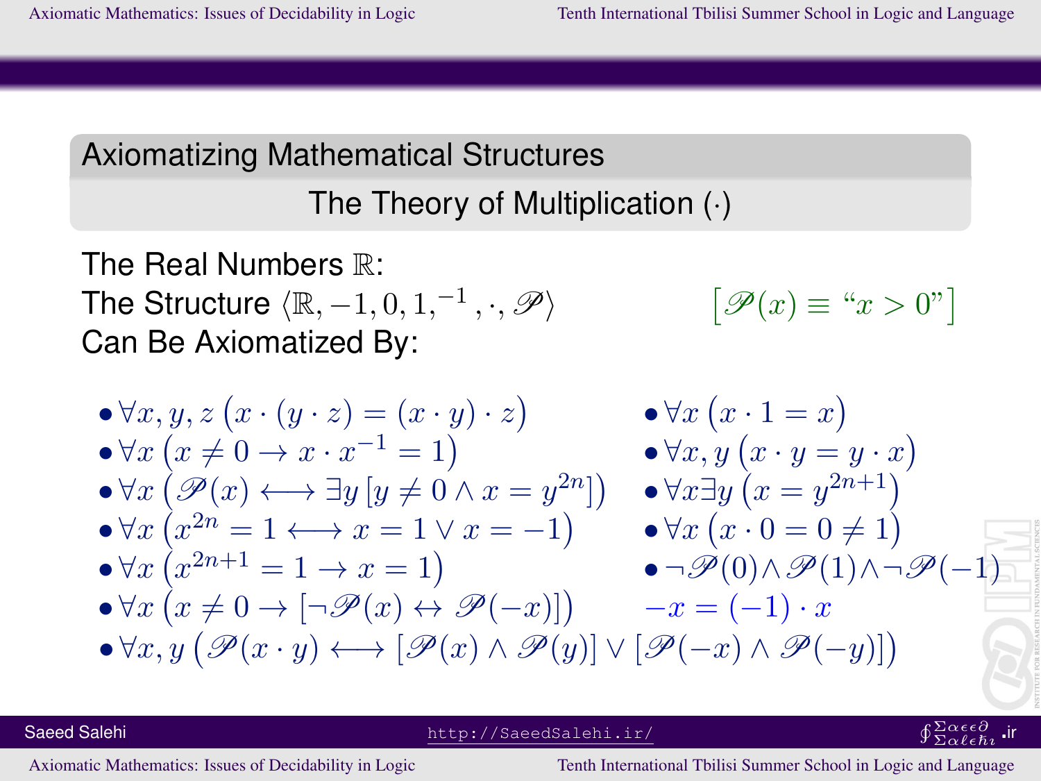## Axiomatizing Mathematical Structures

### The Theory of Multiplication $(\cdot)$

The Real Numbers $\mathbb{R}$:
The Structure $\langle \mathbb{R}, -1, 0, 1, ^{-1}, \cdot, \mathscr{P} \rangle$ $\qquad$ $\big[\mathscr{P}(x) \equiv \text{“}x > 0\text{”}\big]$
Can Be Axiomatized By:

- $\forall x, y, z\, \big(x \cdot (y \cdot z) = (x \cdot y) \cdot z\big)$
- $\forall x\, \big(x \cdot 1 = x\big)$
- $\forall x\, \big(x \neq 0 \rightarrow x \cdot x^{-1} = 1\big)$
- $\forall x, y\, \big(x \cdot y = y \cdot x\big)$
- $\forall x\, \big(\mathscr{P}(x) \longleftrightarrow \exists y\, [y \neq 0 \wedge x = y^{2n}]\big)$
- $\forall x \exists y\, \big(x = y^{2n+1}\big)$
- $\forall x\, \big(x^{2n} = 1 \longleftrightarrow x = 1 \vee x = -1\big)$
- $\forall x\, \big(x \cdot 0 = 0 \neq 1\big)$
- $\forall x\, \big(x^{2n+1} = 1 \rightarrow x = 1\big)$
- $\neg\mathscr{P}(0) \wedge \mathscr{P}(1) \wedge \neg\mathscr{P}(-1)$
- $\forall x\, \big(x \neq 0 \rightarrow [\neg\mathscr{P}(x) \leftrightarrow \mathscr{P}(-x)]\big)$ $\qquad$ $-x = (-1) \cdot x$
- $\forall x, y\, \big(\mathscr{P}(x \cdot y) \longleftrightarrow [\mathscr{P}(x) \wedge \mathscr{P}(y)] \vee [\mathscr{P}(-x) \wedge \mathscr{P}(-y)]\big)$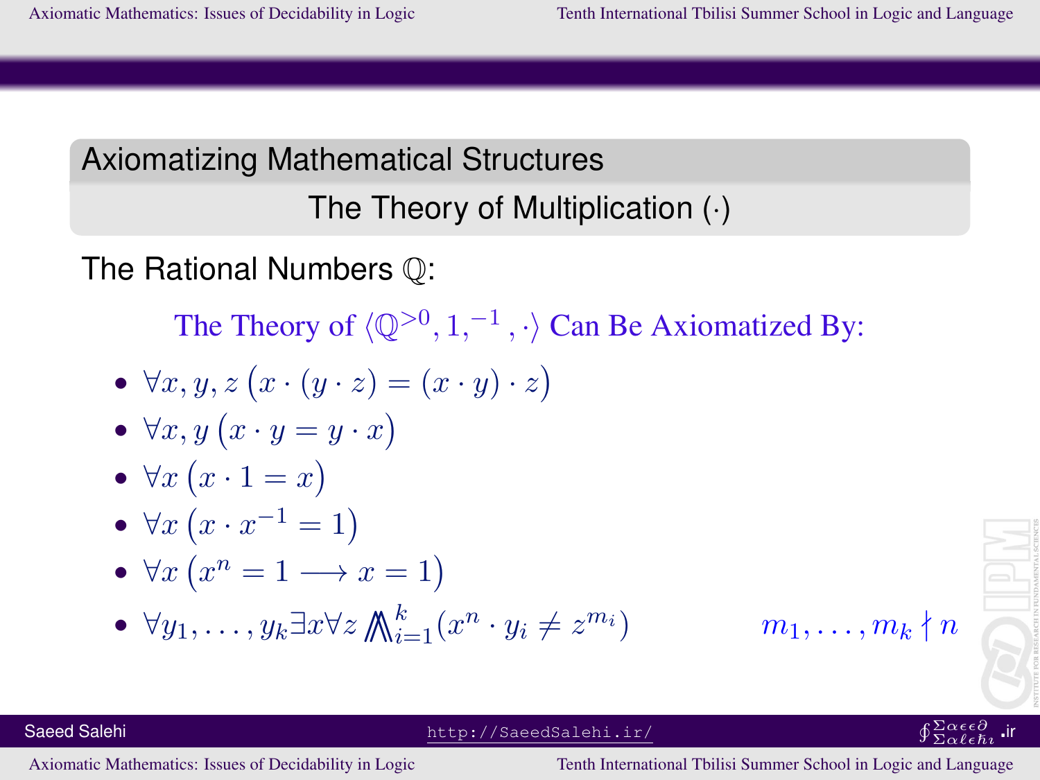## Axiomatizing Mathematical Structures

### The Theory of Multiplication $(\cdot)$

The Rational Numbers $\mathbb{Q}$:

The Theory of $\langle \mathbb{Q}^{>0}, 1, ^{-1}, \cdot \rangle$ Can Be Axiomatized By:

- $\forall x, y, z \big(x \cdot (y \cdot z) = (x \cdot y) \cdot z\big)$
- $\forall x, y \big(x \cdot y = y \cdot x\big)$
- $\forall x \big(x \cdot 1 = x\big)$
- $\forall x \big(x \cdot x^{-1} = 1\big)$
- $\forall x \big(x^n = 1 \longrightarrow x = 1\big)$
- $\forall y_1, \ldots, y_k \exists x \forall z \bigwedge_{i=1}^{k} (x^n \cdot y_i \neq z^{m_i})$ $\qquad m_1, \ldots, m_k \nmid n$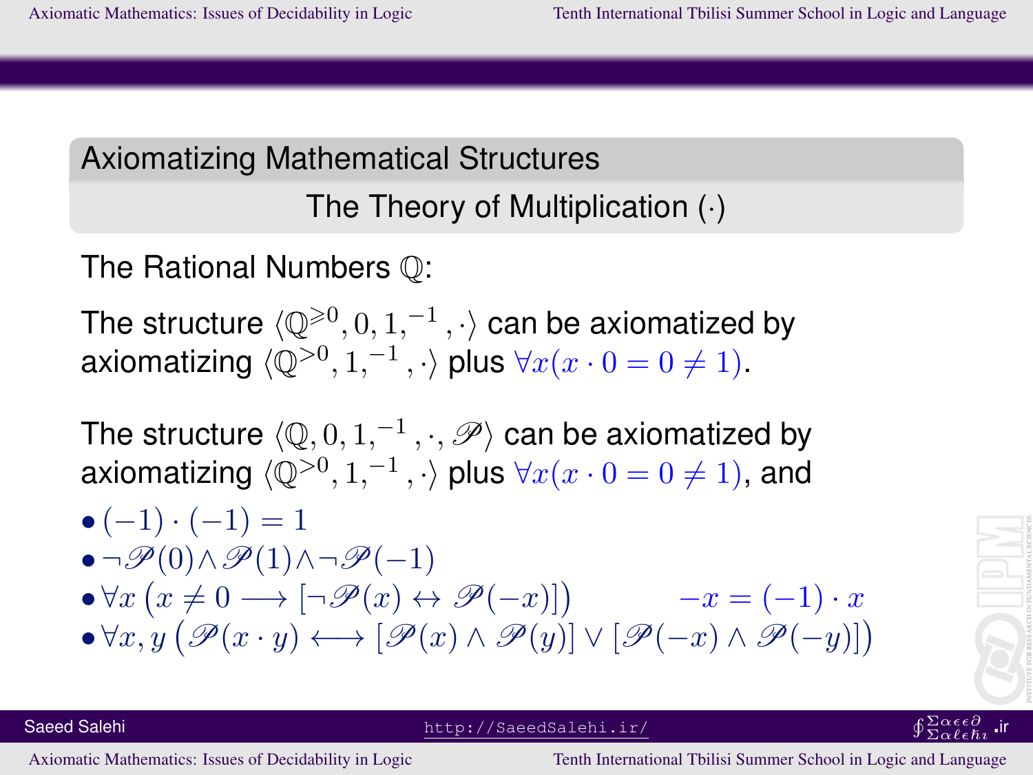## Axiomatizing Mathematical Structures

### The Theory of Multiplication $(\cdot)$

The Rational Numbers $\mathbb{Q}$:

The structure $\langle \mathbb{Q}^{\geqslant 0}, 0, 1, ^{-1}, \cdot \rangle$ can be axiomatized by axiomatizing $\langle \mathbb{Q}^{>0}, 1, ^{-1}, \cdot \rangle$ plus $\forall x (x \cdot 0 = 0 \neq 1)$.

The structure $\langle \mathbb{Q}, 0, 1, ^{-1}, \cdot, \mathscr{P} \rangle$ can be axiomatized by axiomatizing $\langle \mathbb{Q}^{>0}, 1, ^{-1}, \cdot \rangle$ plus $\forall x (x \cdot 0 = 0 \neq 1)$, and

- $(-1) \cdot (-1) = 1$
- $\neg \mathscr{P}(0) \wedge \mathscr{P}(1) \wedge \neg \mathscr{P}(-1)$
- $\forall x \big( x \neq 0 \longrightarrow [\neg \mathscr{P}(x) \leftrightarrow \mathscr{P}(-x)] \big)$ $\qquad -x = (-1) \cdot x$
- $\forall x, y \big( \mathscr{P}(x \cdot y) \longleftrightarrow [\mathscr{P}(x) \wedge \mathscr{P}(y)] \vee [\mathscr{P}(-x) \wedge \mathscr{P}(-y)] \big)$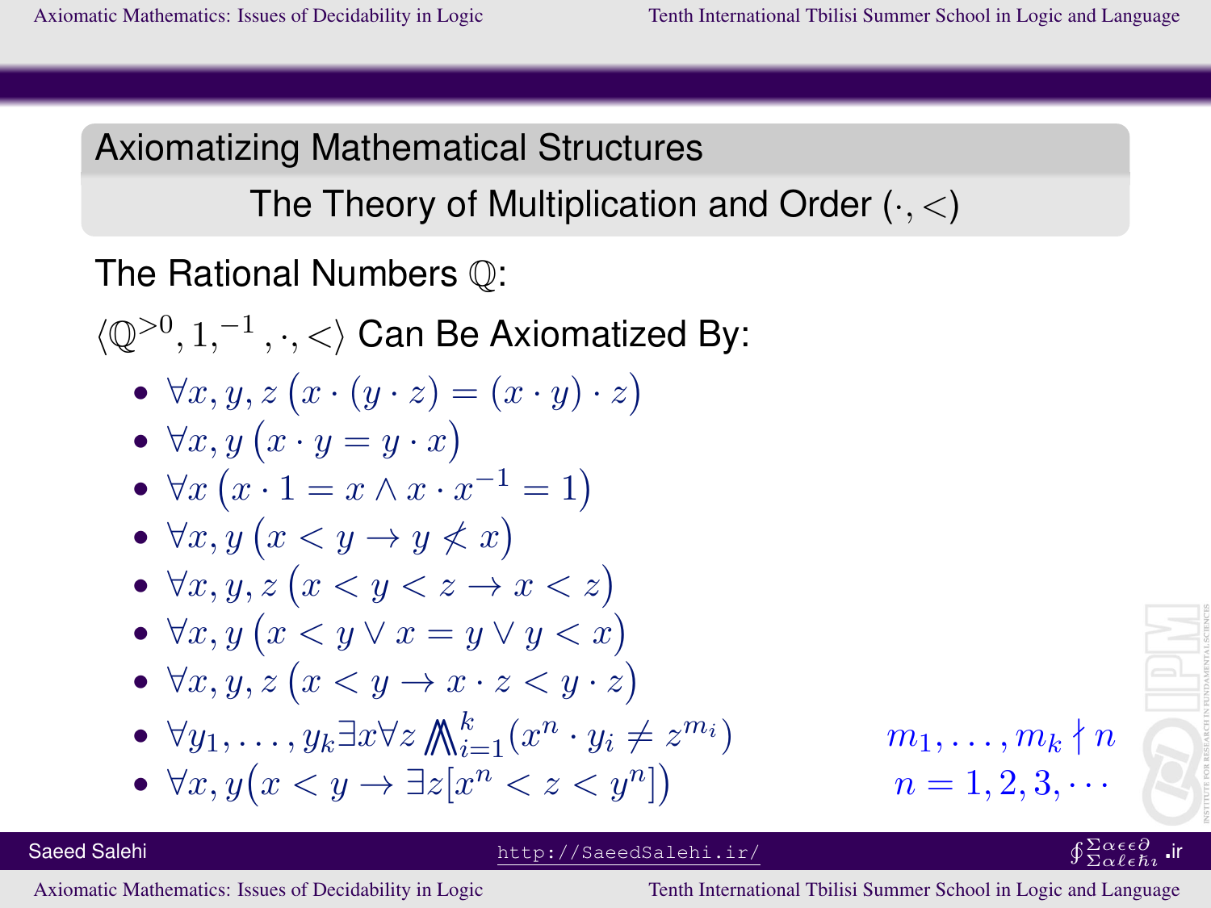## Axiomatizing Mathematical Structures

### The Theory of Multiplication and Order $(\cdot, <)$

The Rational Numbers $\mathbb{Q}$:

$\langle \mathbb{Q}^{>0}, 1, ^{-1}, \cdot, < \rangle$ Can Be Axiomatized By:

- $\forall x, y, z \, \big(x \cdot (y \cdot z) = (x \cdot y) \cdot z\big)$
- $\forall x, y \, \big(x \cdot y = y \cdot x\big)$
- $\forall x \, \big(x \cdot 1 = x \wedge x \cdot x^{-1} = 1\big)$
- $\forall x, y \, \big(x < y \rightarrow y \not< x\big)$
- $\forall x, y, z \, \big(x < y < z \rightarrow x < z\big)$
- $\forall x, y \, \big(x < y \vee x = y \vee y < x\big)$
- $\forall x, y, z \, \big(x < y \rightarrow x \cdot z < y \cdot z\big)$
- $\forall y_1, \ldots, y_k \exists x \forall z \bigwedge_{i=1}^{k} (x^n \cdot y_i \neq z^{m_i})$ $\qquad m_1, \ldots, m_k \nmid n$
- $\forall x, y \big(x < y \rightarrow \exists z [x^n < z < y^n]\big)$ $\qquad n = 1, 2, 3, \cdots$

Saeed Salehi http://SaeedSalehi.ir/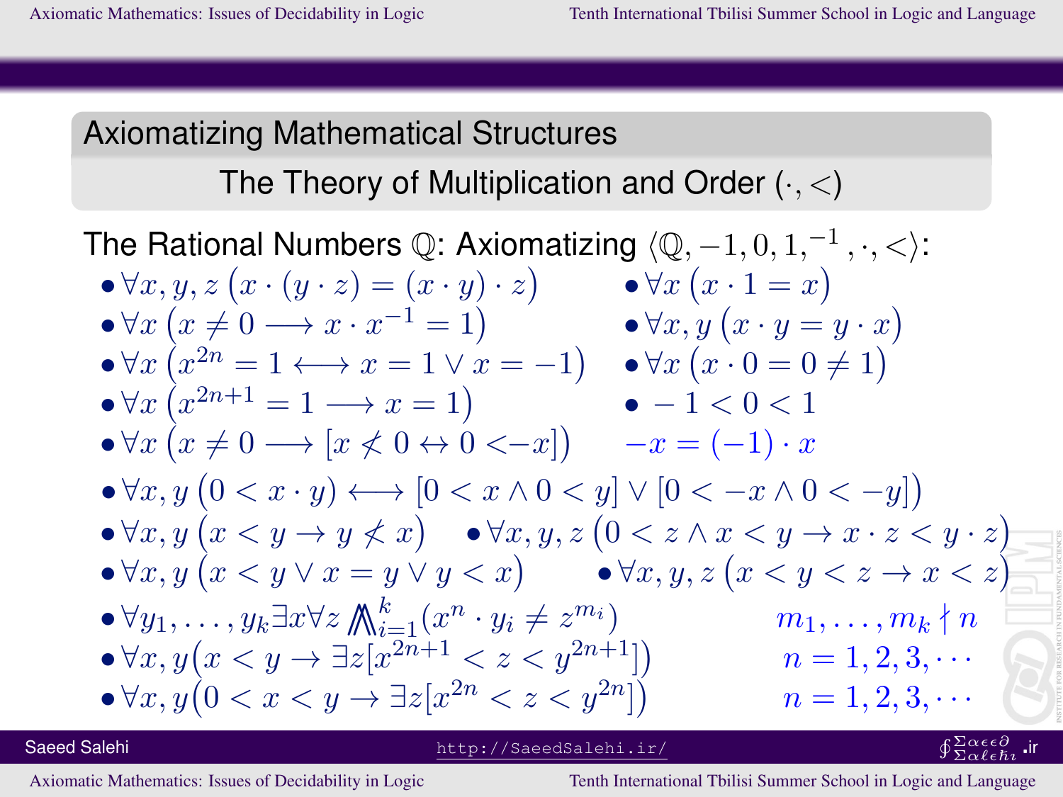## Axiomatizing Mathematical Structures

### The Theory of Multiplication and Order $(\cdot, <)$

The Rational Numbers $\mathbb{Q}$: Axiomatizing $\langle \mathbb{Q}, -1, 0, 1, {}^{-1}, \cdot, < \rangle$:

- $\forall x, y, z\, \big(x \cdot (y \cdot z) = (x \cdot y) \cdot z\big)$
- $\forall x\, \big(x \cdot 1 = x\big)$
- $\forall x\, \big(x \neq 0 \longrightarrow x \cdot x^{-1} = 1\big)$
- $\forall x, y\, \big(x \cdot y = y \cdot x\big)$
- $\forall x\, \big(x^{2n} = 1 \longleftrightarrow x = 1 \vee x = -1\big)$
- $\forall x\, \big(x \cdot 0 = 0 \neq 1\big)$
- $\forall x\, \big(x^{2n+1} = 1 \longrightarrow x = 1\big)$
- $-1 < 0 < 1$
- $\forall x\, \big(x \neq 0 \longrightarrow [x \not< 0 \leftrightarrow 0 < -x]\big)$

$-x = (-1) \cdot x$

- $\forall x, y\, \big(0 < x \cdot y\big) \longleftrightarrow [0 < x \wedge 0 < y] \vee [0 < -x \wedge 0 < -y]\big)$
- $\forall x, y\, \big(x < y \rightarrow y \not< x\big)$
- $\forall x, y, z\, \big(0 < z \wedge x < y \rightarrow x \cdot z < y \cdot z\big)$
- $\forall x, y\, \big(x < y \vee x = y \vee y < x\big)$
- $\forall x, y, z\, \big(x < y < z \rightarrow x < z\big)$
- $\forall y_1, \ldots, y_k \exists x \forall z \bigwedge_{i=1}^{k} (x^n \cdot y_i \neq z^{m_i})$ $\quad m_1, \ldots, m_k \nmid n$
- $\forall x, y\big(x < y \rightarrow \exists z[x^{2n+1} < z < y^{2n+1}]\big)$ $\quad n = 1, 2, 3, \cdots$
- $\forall x, y\big(0 < x < y \rightarrow \exists z[x^{2n} < z < y^{2n}]\big)$ $\quad n = 1, 2, 3, \cdots$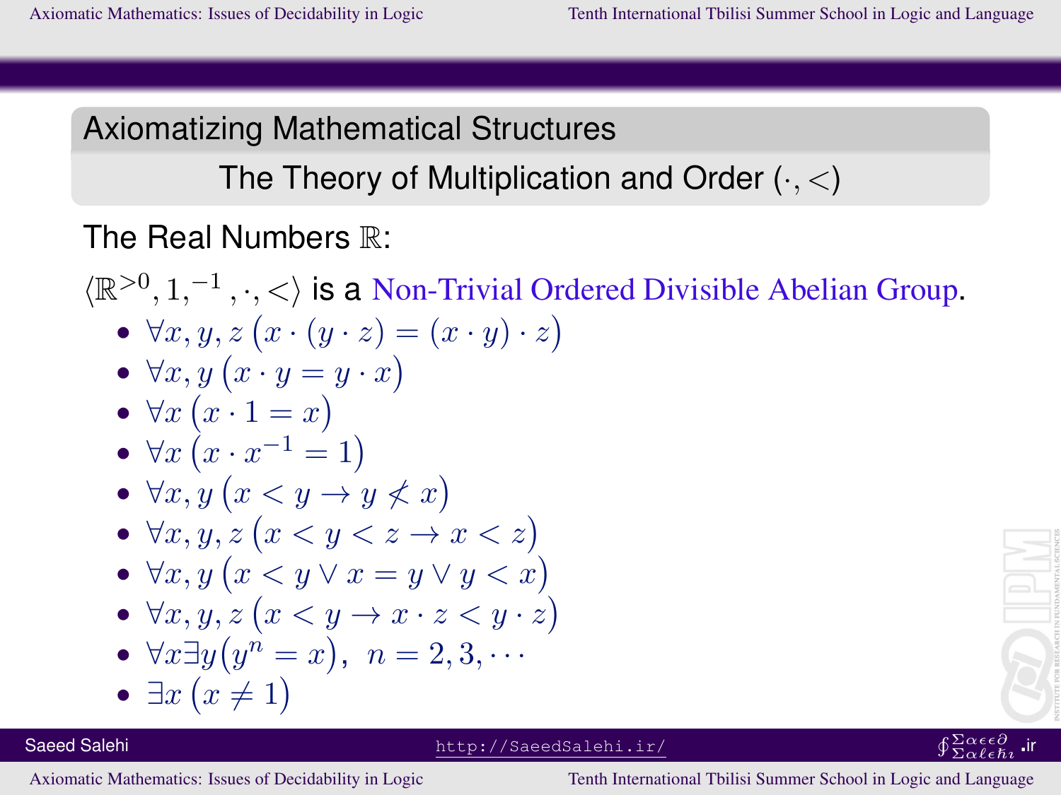## Axiomatizing Mathematical Structures

### The Theory of Multiplication and Order $(\cdot, <)$

The Real Numbers $\mathbb{R}$:

$\langle \mathbb{R}^{>0}, 1, ^{-1}, \cdot, < \rangle$ is a Non-Trivial Ordered Divisible Abelian Group.

- $\forall x, y, z \big(x \cdot (y \cdot z) = (x \cdot y) \cdot z\big)$
- $\forall x, y \big(x \cdot y = y \cdot x\big)$
- $\forall x \big(x \cdot 1 = x\big)$
- $\forall x \big(x \cdot x^{-1} = 1\big)$
- $\forall x, y \big(x < y \rightarrow y \not< x\big)$
- $\forall x, y, z \big(x < y < z \rightarrow x < z\big)$
- $\forall x, y \big(x < y \vee x = y \vee y < x\big)$
- $\forall x, y, z \big(x < y \rightarrow x \cdot z < y \cdot z\big)$
- $\forall x \exists y \big(y^n = x\big), \ n = 2, 3, \cdots$
- $\exists x \big(x \neq 1\big)$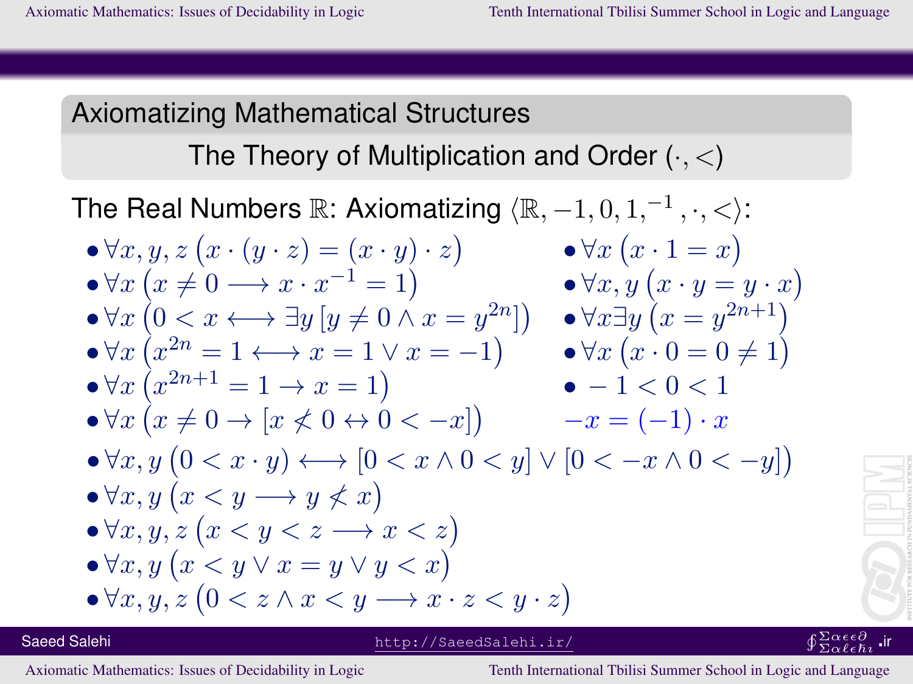## Axiomatizing Mathematical Structures

### The Theory of Multiplication and Order $(\cdot, <)$

The Real Numbers $\mathbb{R}$: Axiomatizing $\langle \mathbb{R}, -1, 0, 1, {}^{-1}, \cdot, < \rangle$:

- $\forall x, y, z \big(x \cdot (y \cdot z) = (x \cdot y) \cdot z\big)$
- $\forall x \big(x \cdot 1 = x\big)$
- $\forall x \big(x \neq 0 \longrightarrow x \cdot x^{-1} = 1\big)$
- $\forall x, y \big(x \cdot y = y \cdot x\big)$
- $\forall x \big(0 < x \longleftrightarrow \exists y \, [y \neq 0 \wedge x = y^{2n}]\big)$
- $\forall x \exists y \big(x = y^{2n+1}\big)$
- $\forall x \big(x^{2n} = 1 \longleftrightarrow x = 1 \vee x = -1\big)$
- $\forall x \big(x \cdot 0 = 0 \neq 1\big)$
- $\forall x \big(x^{2n+1} = 1 \rightarrow x = 1\big)$
- $-1 < 0 < 1$
- $\forall x \big(x \neq 0 \rightarrow [x \not< 0 \leftrightarrow 0 < -x]\big)$

$-x = (-1) \cdot x$

- $\forall x, y \big(0 < x \cdot y\big) \longleftrightarrow [0 < x \wedge 0 < y] \vee [0 < -x \wedge 0 < -y]\big)$
- $\forall x, y \big(x < y \longrightarrow y \not< x\big)$
- $\forall x, y, z \big(x < y < z \longrightarrow x < z\big)$
- $\forall x, y \big(x < y \vee x = y \vee y < x\big)$
- $\forall x, y, z \big(0 < z \wedge x < y \longrightarrow x \cdot z < y \cdot z\big)$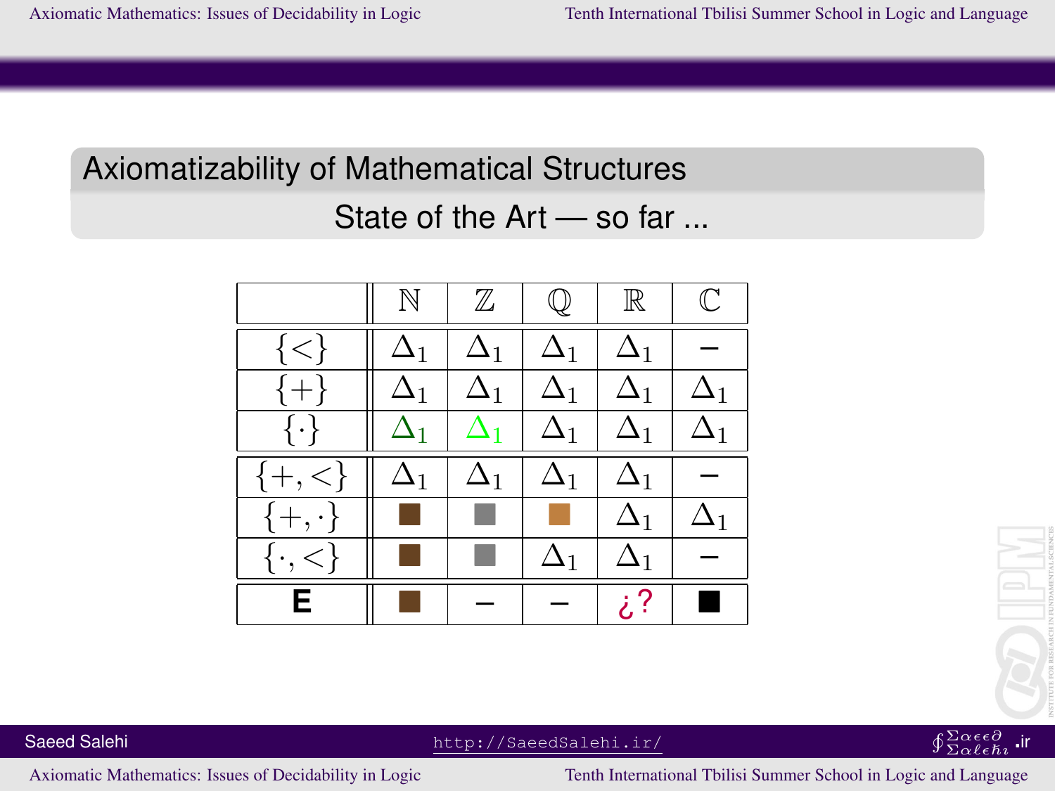## Axiomatizability of Mathematical Structures

State of the Art — so far ...

| | $\mathbb{N}$ | $\mathbb{Z}$ | $\mathbb{Q}$ | $\mathbb{R}$ | $\mathbb{C}$ |
|---|---|---|---|---|---|
| $\{<\}$ | $\Delta_1$ | $\Delta_1$ | $\Delta_1$ | $\Delta_1$ | – |
| $\{+\}$ | $\Delta_1$ | $\Delta_1$ | $\Delta_1$ | $\Delta_1$ | $\Delta_1$ |
| $\{\cdot\}$ | $\Delta_1$ | $\Delta_1$ | $\Delta_1$ | $\Delta_1$ | $\Delta_1$ |
| $\{+,<\}$ | $\Delta_1$ | $\Delta_1$ | $\Delta_1$ | $\Delta_1$ | – |
| $\{+,\cdot\}$ | ■ | ■ | ■ | $\Delta_1$ | $\Delta_1$ |
| $\{\cdot,<\}$ | ■ | ■ | $\Delta_1$ | $\Delta_1$ | – |
| **E** | ■ | – | – | ¿? | ■ |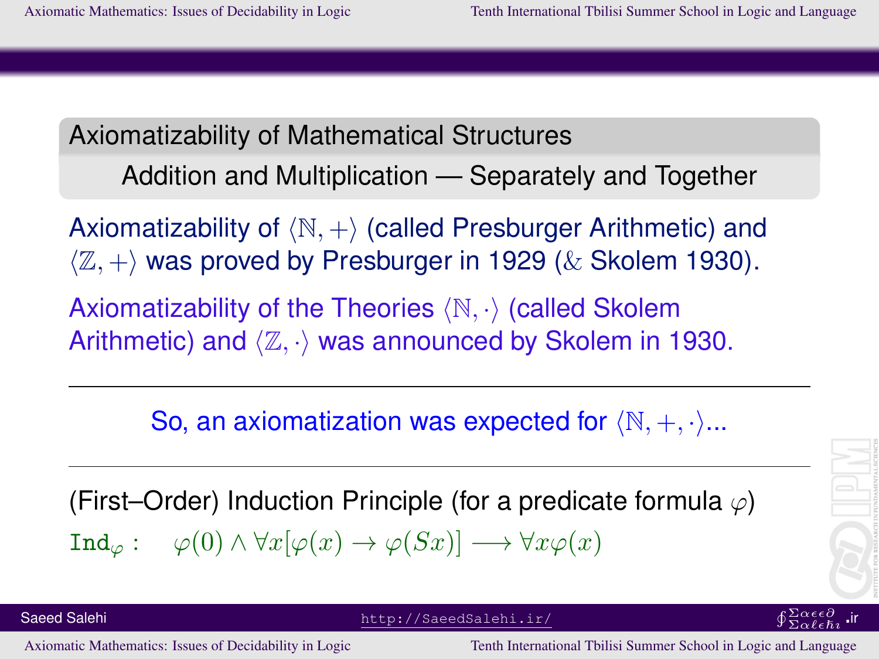## Axiomatizability of Mathematical Structures

### Addition and Multiplication — Separately and Together

Axiomatizability of $\langle \mathbb{N}, + \rangle$ (called Presburger Arithmetic) and $\langle \mathbb{Z}, + \rangle$ was proved by Presburger in 1929 ($\&$ Skolem 1930).

Axiomatizability of the Theories $\langle \mathbb{N}, \cdot \rangle$ (called Skolem Arithmetic) and $\langle \mathbb{Z}, \cdot \rangle$ was announced by Skolem in 1930.

---

So, an axiomatization was expected for $\langle \mathbb{N}, +, \cdot \rangle$...

---

(First–Order) Induction Principle (for a predicate formula $\varphi$)

$\mathtt{Ind}_{\varphi}: \quad \varphi(0) \wedge \forall x[\varphi(x) \rightarrow \varphi(Sx)] \longrightarrow \forall x \varphi(x)$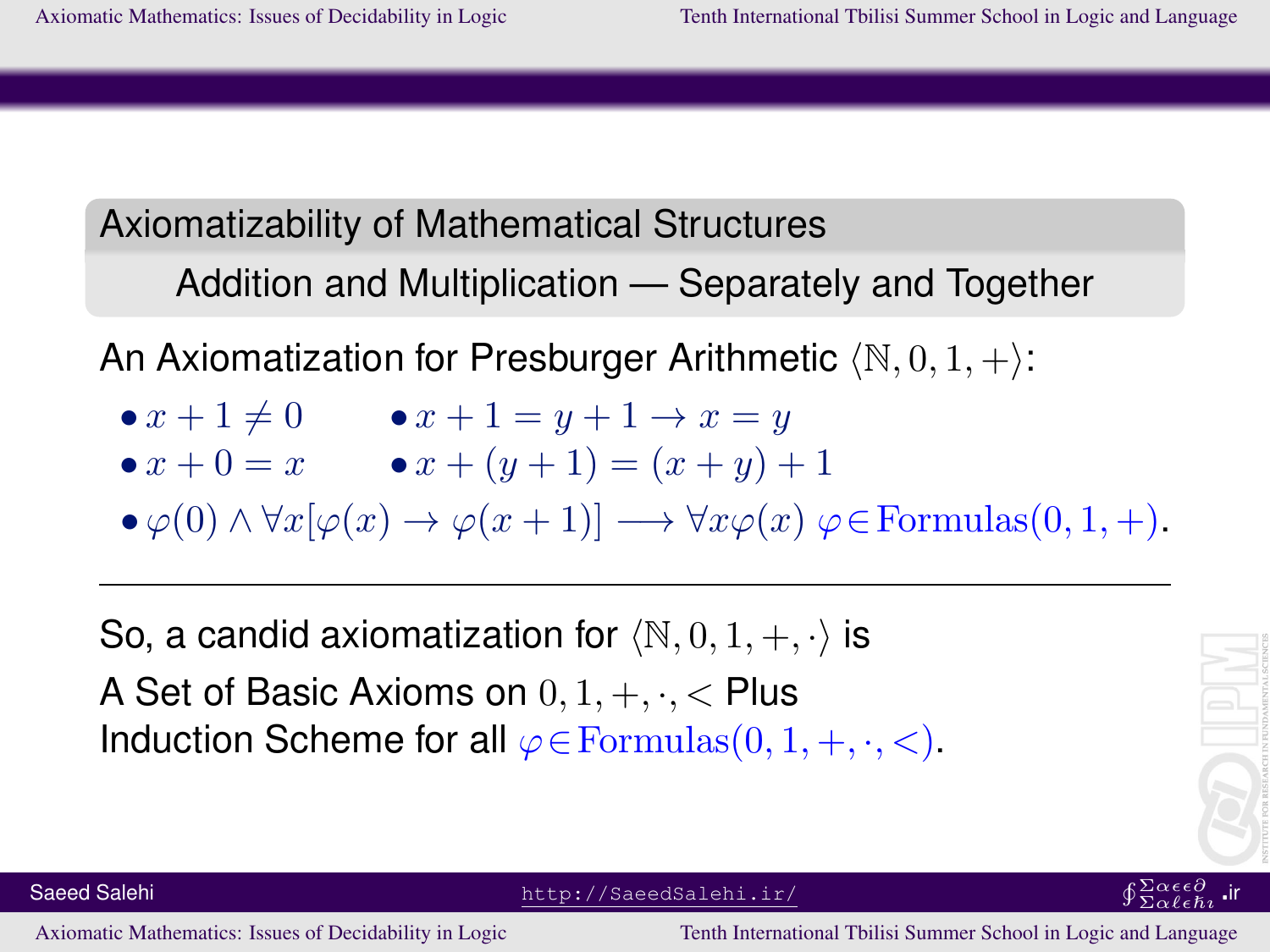## Axiomatizability of Mathematical Structures

### Addition and Multiplication — Separately and Together

An Axiomatization for Presburger Arithmetic $\langle \mathbb{N}, 0, 1, + \rangle$:

- $x + 1 \neq 0$
- $x + 1 = y + 1 \rightarrow x = y$
- $x + 0 = x$
- $x + (y + 1) = (x + y) + 1$
- $\varphi(0) \wedge \forall x[\varphi(x) \rightarrow \varphi(x+1)] \longrightarrow \forall x \varphi(x)$ $\varphi \in \text{Formulas}(0, 1, +)$.

---

So, a candid axiomatization for $\langle \mathbb{N}, 0, 1, +, \cdot \rangle$ is

A Set of Basic Axioms on $0, 1, +, \cdot, <$ Plus
Induction Scheme for all $\varphi \in \text{Formulas}(0, 1, +, \cdot, <)$.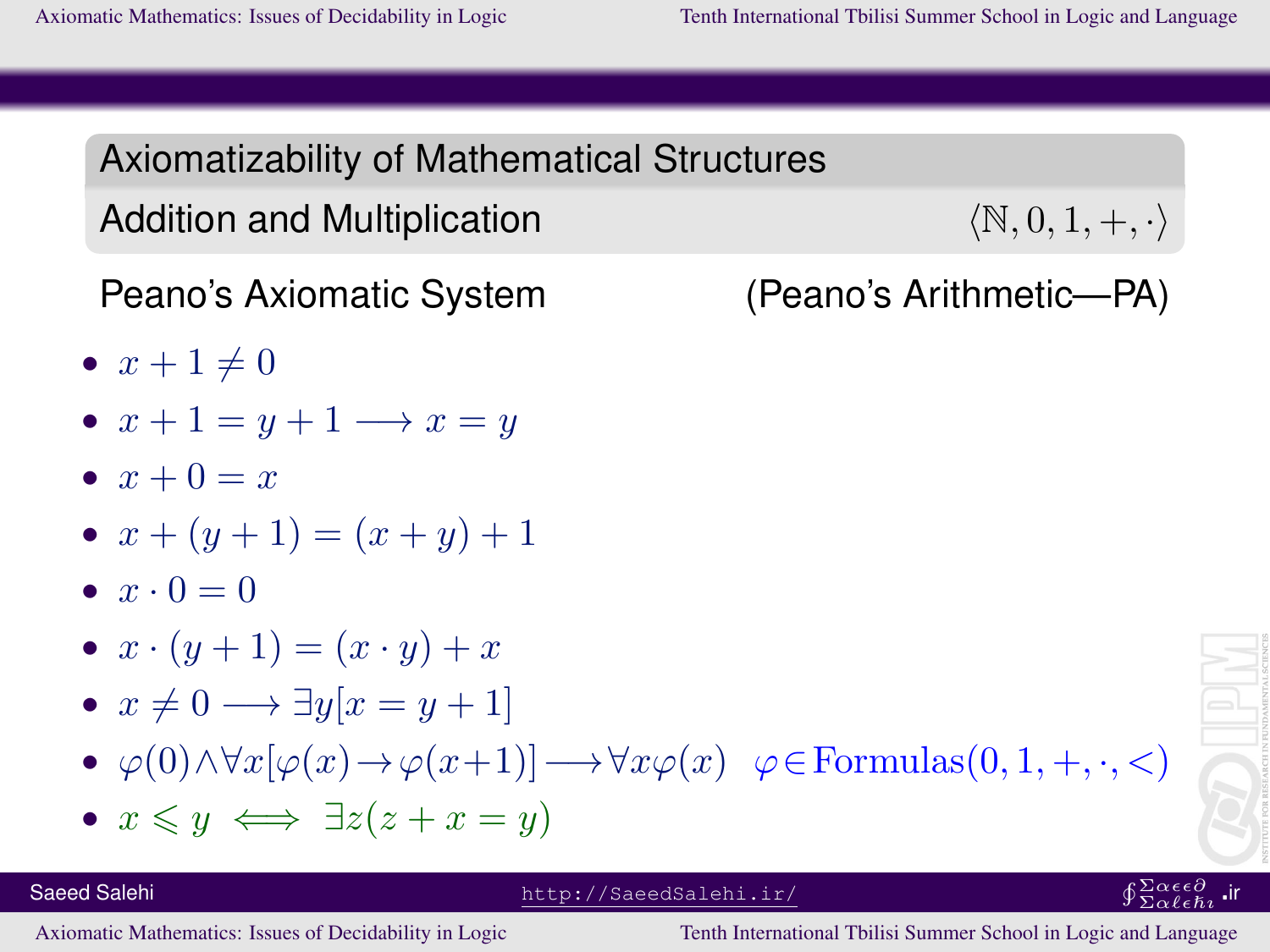## Axiomatizability of Mathematical Structures

### Addition and Multiplication $\langle \mathbb{N}, 0, 1, +, \cdot \rangle$

Peano's Axiomatic System (Peano's Arithmetic—PA)

- $x + 1 \neq 0$
- $x + 1 = y + 1 \longrightarrow x = y$
- $x + 0 = x$
- $x + (y + 1) = (x + y) + 1$
- $x \cdot 0 = 0$
- $x \cdot (y + 1) = (x \cdot y) + x$
- $x \neq 0 \longrightarrow \exists y[x = y + 1]$
- $\varphi(0) \wedge \forall x[\varphi(x) \rightarrow \varphi(x+1)] \longrightarrow \forall x \varphi(x)$ $\quad \varphi \in \text{Formulas}(0, 1, +, \cdot, <)$
- $x \leqslant y \iff \exists z(z + x = y)$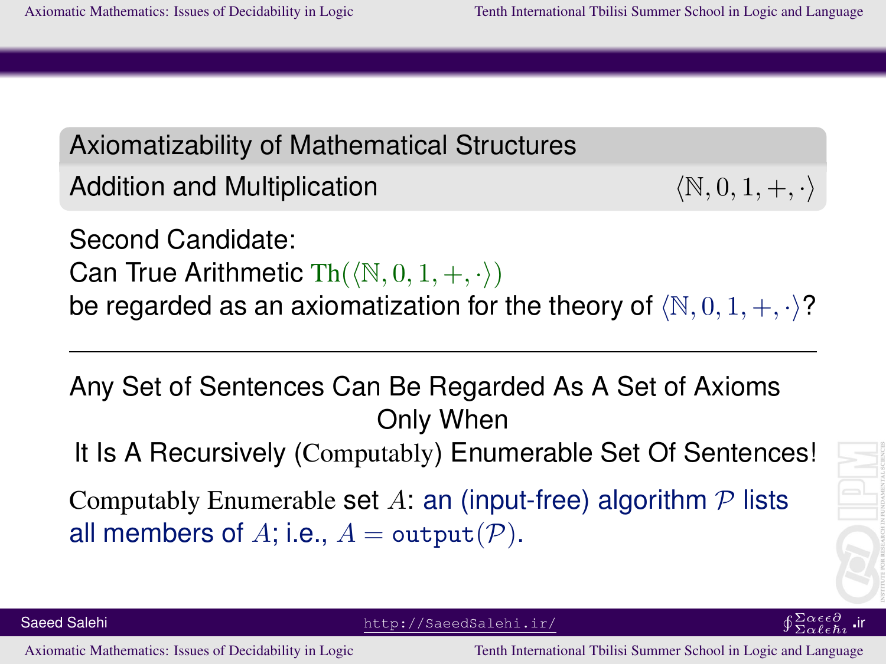## Axiomatizability of Mathematical Structures

### Addition and Multiplication $\langle \mathbb{N}, 0, 1, +, \cdot \rangle$

Second Candidate:
Can True Arithmetic $\mathrm{Th}(\langle \mathbb{N}, 0, 1, +, \cdot \rangle)$
be regarded as an axiomatization for the theory of $\langle \mathbb{N}, 0, 1, +, \cdot \rangle$?

---

Any Set of Sentences Can Be Regarded As A Set of Axioms
Only When
It Is A Recursively (Computably) Enumerable Set Of Sentences!

Computably Enumerable set $A$: an (input-free) algorithm $\mathcal{P}$ lists all members of $A$; i.e., $A = \texttt{output}(\mathcal{P})$.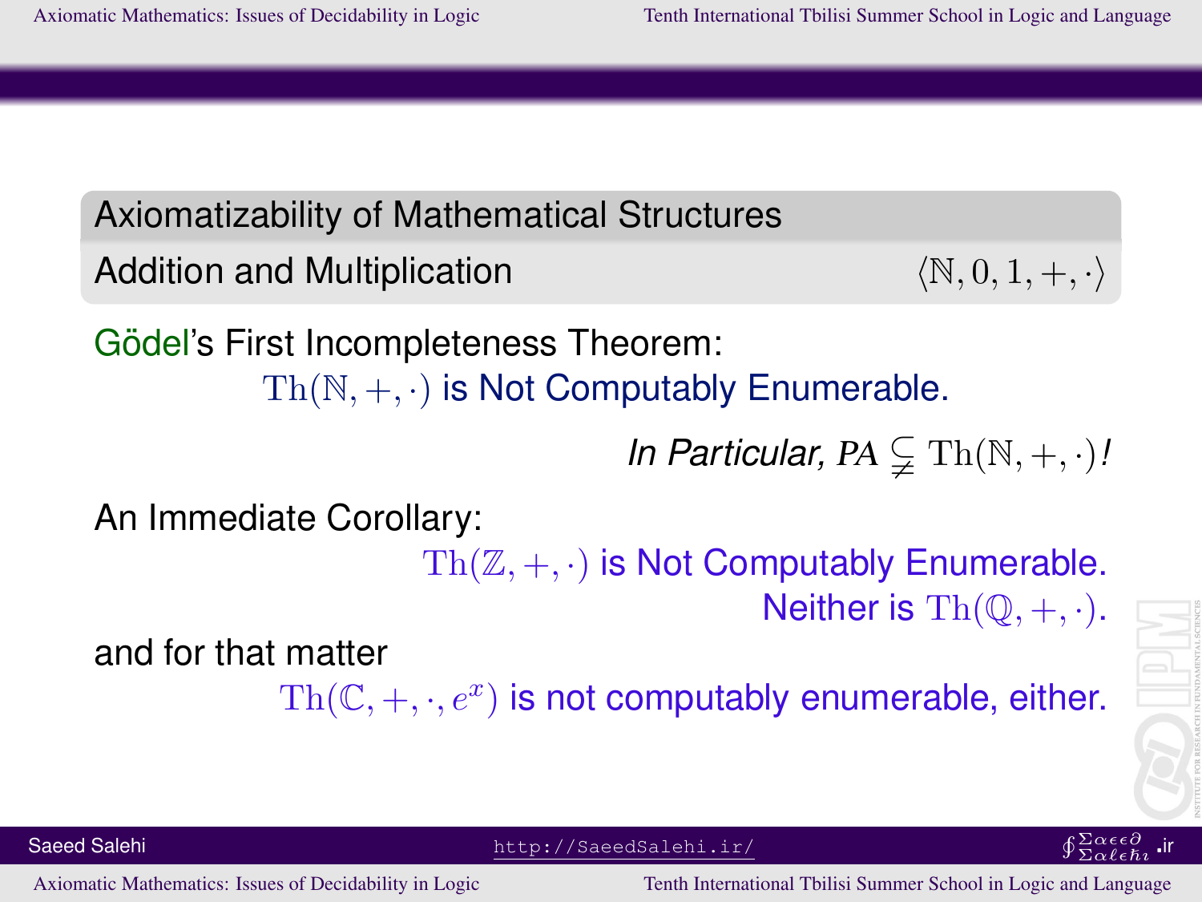## Axiomatizability of Mathematical Structures

### Addition and Multiplication $\langle \mathbb{N}, 0, 1, +, \cdot \rangle$

Gödel's First Incompleteness Theorem:

$\mathrm{Th}(\mathbb{N}, +, \cdot)$ is Not Computably Enumerable.

*In Particular,* $PA \subsetneqq \mathrm{Th}(\mathbb{N}, +, \cdot)$*!*

An Immediate Corollary:

$\mathrm{Th}(\mathbb{Z}, +, \cdot)$ is Not Computably Enumerable.

Neither is $\mathrm{Th}(\mathbb{Q}, +, \cdot)$.

and for that matter

$\mathrm{Th}(\mathbb{C}, +, \cdot, e^x)$ is not computably enumerable, either.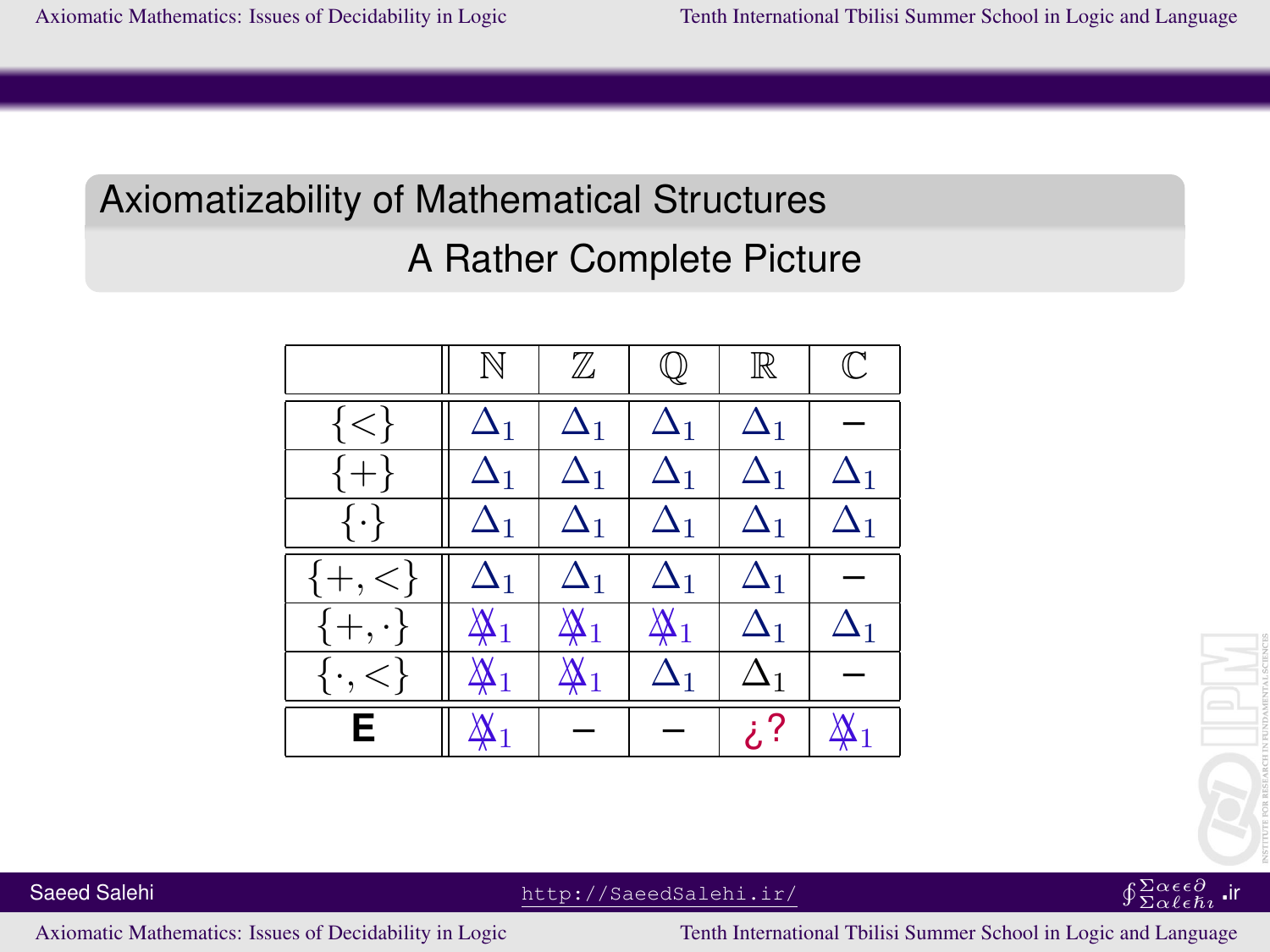## Axiomatizability of Mathematical Structures

### A Rather Complete Picture

| | $\mathbb{N}$ | $\mathbb{Z}$ | $\mathbb{Q}$ | $\mathbb{R}$ | $\mathbb{C}$ |
|---|---|---|---|---|---|
| $\{<\}$ | $\Delta_1$ | $\Delta_1$ | $\Delta_1$ | $\Delta_1$ | – |
| $\{+\}$ | $\Delta_1$ | $\Delta_1$ | $\Delta_1$ | $\Delta_1$ | $\Delta_1$ |
| $\{\cdot\}$ | $\Delta_1$ | $\Delta_1$ | $\Delta_1$ | $\Delta_1$ | $\Delta_1$ |
| $\{+,<\}$ | $\Delta_1$ | $\Delta_1$ | $\Delta_1$ | $\Delta_1$ | – |
| $\{+,\cdot\}$ | $\not\Delta_1$ | $\not\Delta_1$ | $\not\Delta_1$ | $\Delta_1$ | $\Delta_1$ |
| $\{\cdot,<\}$ | $\not\Delta_1$ | $\not\Delta_1$ | $\Delta_1$ | $\Delta_1$ | – |
| **E** | $\not\Delta_1$ | – | – | ¿? | $\not\Delta_1$ |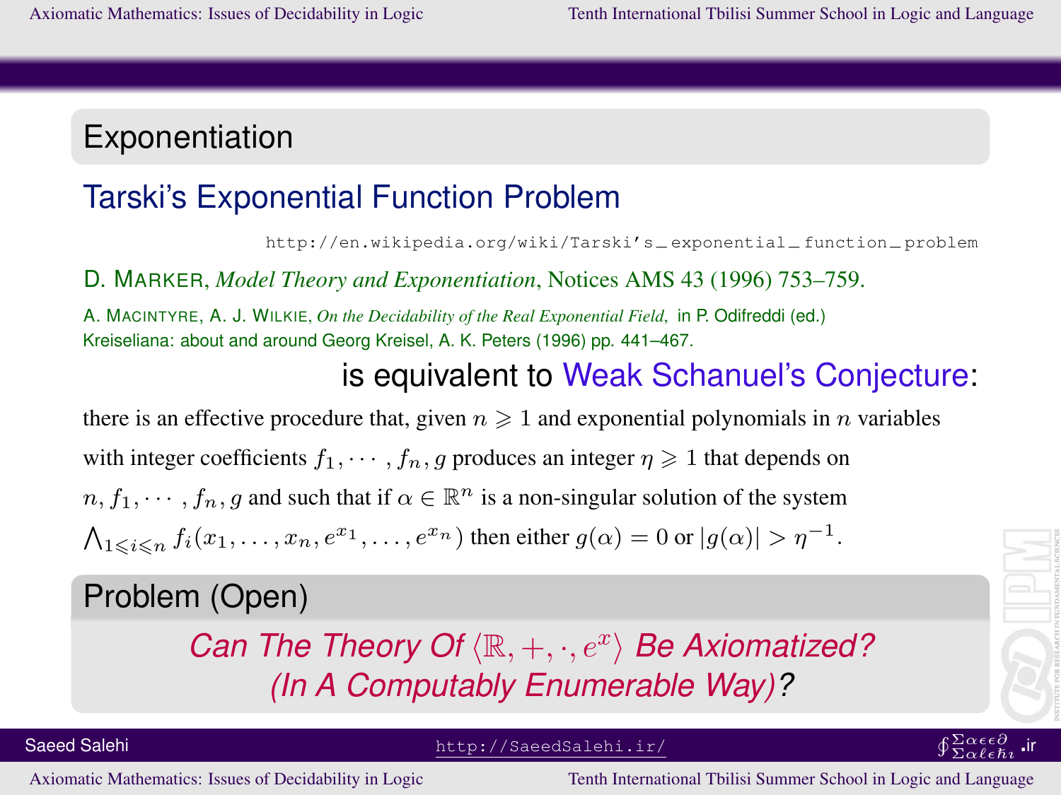## Exponentiation

### Tarski's Exponential Function Problem

http://en.wikipedia.org/wiki/Tarski's_exponential_function_problem

D. MARKER, *Model Theory and Exponentiation*, Notices AMS 43 (1996) 753–759.

A. MACINTYRE, A. J. WILKIE, *On the Decidability of the Real Exponential Field*, in P. Odifreddi (ed.) Kreiseliana: about and around Georg Kreisel, A. K. Peters (1996) pp. 441–467.

is equivalent to Weak Schanuel's Conjecture:

there is an effective procedure that, given $n \geqslant 1$ and exponential polynomials in $n$ variables with integer coefficients $f_1, \cdots, f_n, g$ produces an integer $\eta \geqslant 1$ that depends on $n, f_1, \cdots, f_n, g$ and such that if $\alpha \in \mathbb{R}^n$ is a non-singular solution of the system $\bigwedge_{1 \leqslant i \leqslant n} f_i(x_1, \ldots, x_n, e^{x_1}, \ldots, e^{x_n})$ then either $g(\alpha) = 0$ or $|g(\alpha)| > \eta^{-1}$.

**Problem (Open)**

*Can The Theory Of $\langle \mathbb{R}, +, \cdot, e^x \rangle$ Be Axiomatized? (In A Computably Enumerable Way)*?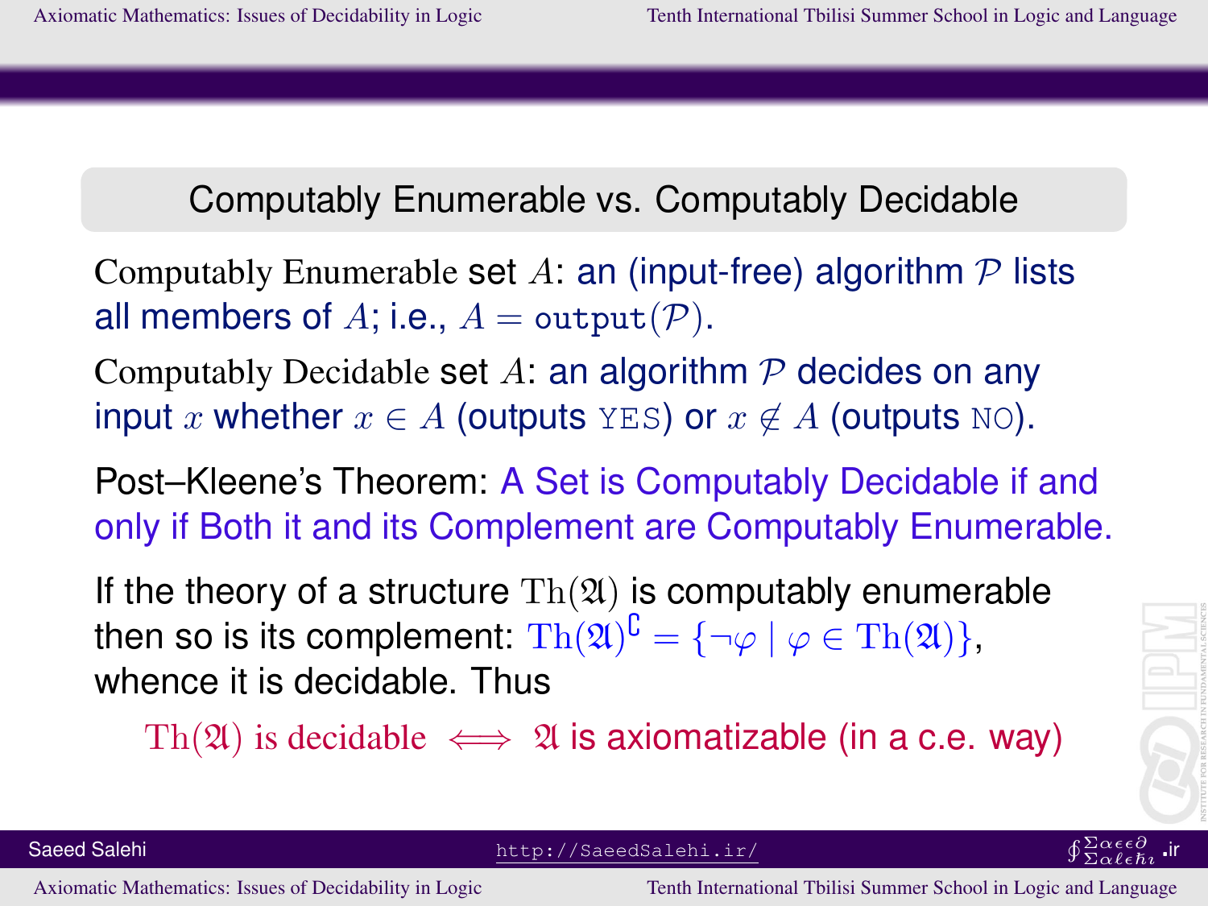## Computably Enumerable vs. Computably Decidable

Computably Enumerable set $A$: an (input-free) algorithm $\mathcal{P}$ lists all members of $A$; i.e., $A = \texttt{output}(\mathcal{P})$.

Computably Decidable set $A$: an algorithm $\mathcal{P}$ decides on any input $x$ whether $x \in A$ (outputs YES) or $x \notin A$ (outputs NO).

Post–Kleene's Theorem: A Set is Computably Decidable if and only if Both it and its Complement are Computably Enumerable.

If the theory of a structure $\mathrm{Th}(\mathfrak{A})$ is computably enumerable then so is its complement: $\mathrm{Th}(\mathfrak{A})^{\complement} = \{\neg\varphi \mid \varphi \in \mathrm{Th}(\mathfrak{A})\}$, whence it is decidable. Thus

$\mathrm{Th}(\mathfrak{A})$ is decidable $\iff$ $\mathfrak{A}$ is axiomatizable (in a c.e. way)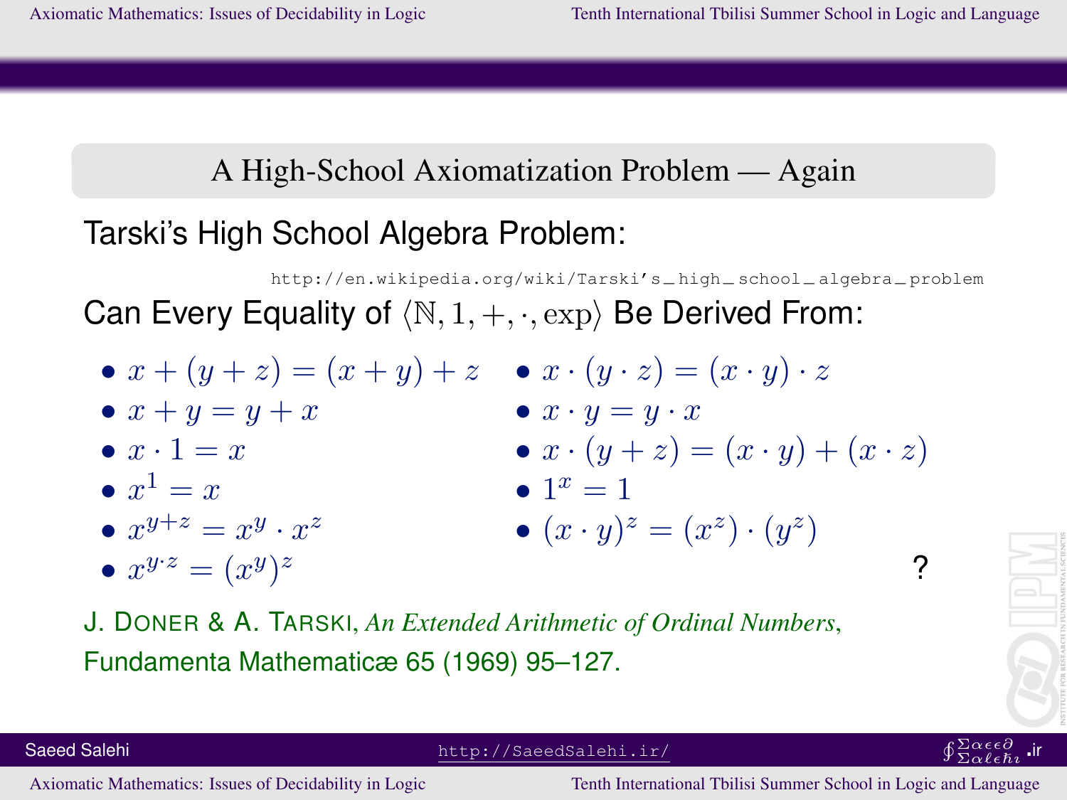## A High-School Axiomatization Problem — Again

Tarski's High School Algebra Problem:

http://en.wikipedia.org/wiki/Tarski's_high_school_algebra_problem

Can Every Equality of $\langle \mathbb{N}, 1, +, \cdot, \exp \rangle$ Be Derived From:

- $x + (y + z) = (x + y) + z$
- $x + y = y + x$
- $x \cdot 1 = x$
- $x^1 = x$
- $x^{y+z} = x^y \cdot x^z$
- $x^{y \cdot z} = (x^y)^z$
- $x \cdot (y \cdot z) = (x \cdot y) \cdot z$
- $x \cdot y = y \cdot x$
- $x \cdot (y + z) = (x \cdot y) + (x \cdot z)$
- $1^x = 1$
- $(x \cdot y)^z = (x^z) \cdot (y^z)$

?

J. Doner & A. Tarski, *An Extended Arithmetic of Ordinal Numbers*, Fundamenta Mathematicæ 65 (1969) 95–127.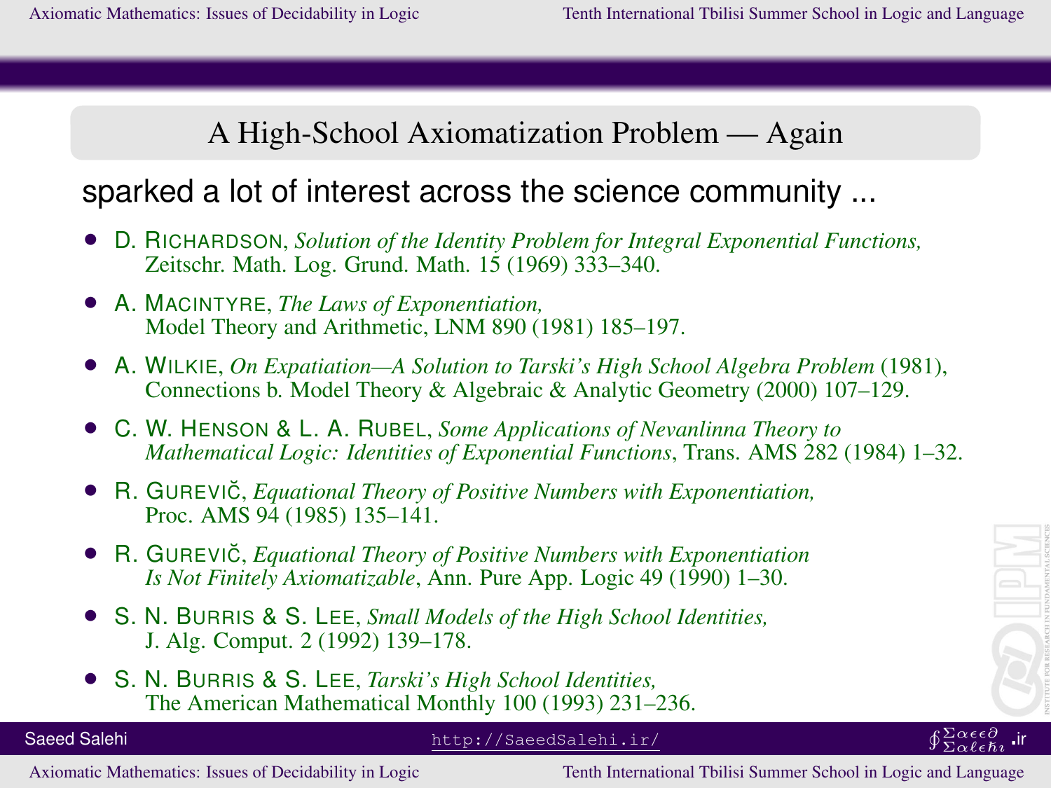## A High-School Axiomatization Problem — Again

sparked a lot of interest across the science community ...

- D. Richardson, *Solution of the Identity Problem for Integral Exponential Functions,* Zeitschr. Math. Log. Grund. Math. 15 (1969) 333–340.
- A. Macintyre, *The Laws of Exponentiation,* Model Theory and Arithmetic, LNM 890 (1981) 185–197.
- A. Wilkie, *On Expatiation—A Solution to Tarski's High School Algebra Problem* (1981), Connections b. Model Theory & Algebraic & Analytic Geometry (2000) 107–129.
- C. W. Henson & L. A. Rubel, *Some Applications of Nevanlinna Theory to Mathematical Logic: Identities of Exponential Functions*, Trans. AMS 282 (1984) 1–32.
- R. Gurevič, *Equational Theory of Positive Numbers with Exponentiation,* Proc. AMS 94 (1985) 135–141.
- R. Gurevič, *Equational Theory of Positive Numbers with Exponentiation Is Not Finitely Axiomatizable*, Ann. Pure App. Logic 49 (1990) 1–30.
- S. N. Burris & S. Lee, *Small Models of the High School Identities,* J. Alg. Comput. 2 (1992) 139–178.
- S. N. Burris & S. Lee, *Tarski's High School Identities,* The American Mathematical Monthly 100 (1993) 231–236.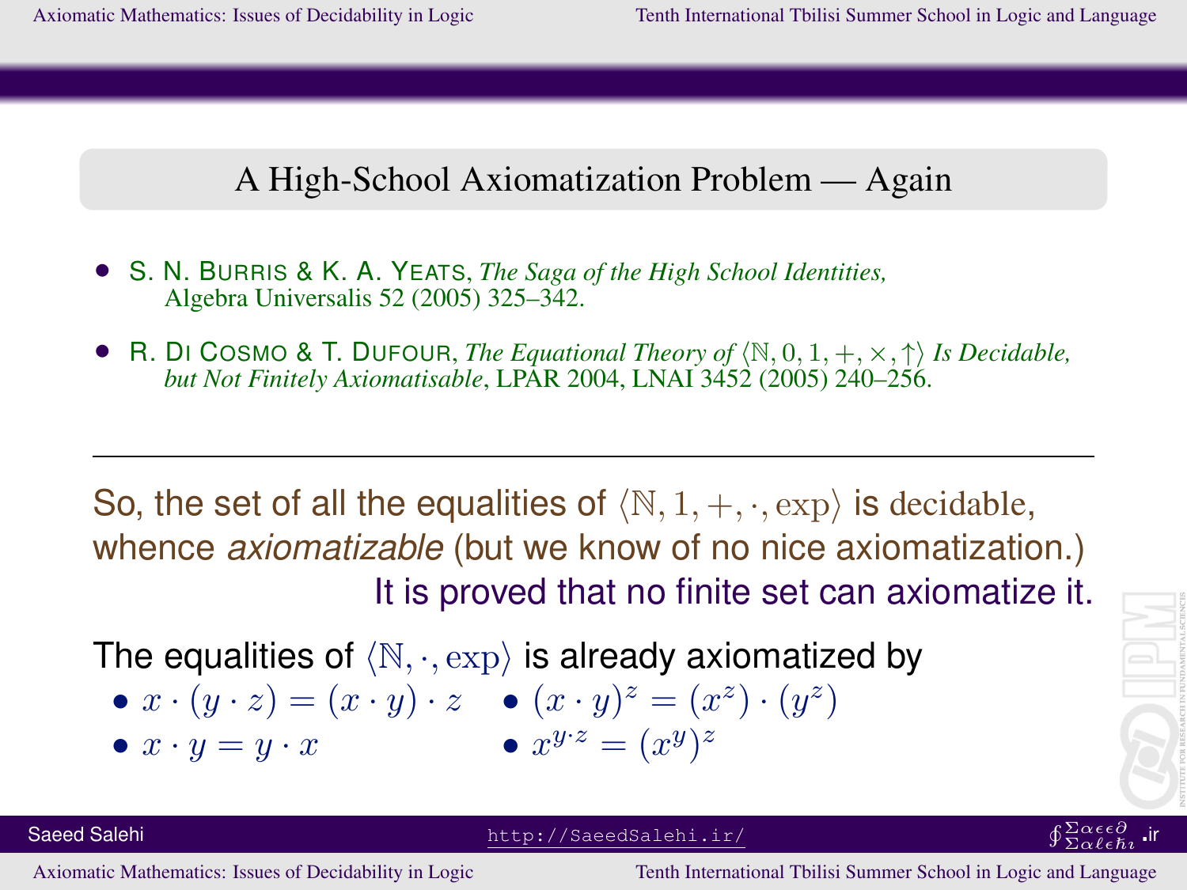## A High-School Axiomatization Problem — Again

- S. N. Burris & K. A. Yeats, *The Saga of the High School Identities,* Algebra Universalis 52 (2005) 325–342.
- R. Di Cosmo & T. Dufour, *The Equational Theory of $\langle \mathbb{N}, 0, 1, +, \times, \uparrow \rangle$ Is Decidable, but Not Finitely Axiomatisable*, LPAR 2004, LNAI 3452 (2005) 240–256.

---

So, the set of all the equalities of $\langle \mathbb{N}, 1, +, \cdot, \exp \rangle$ is decidable, whence *axiomatizable* (but we know of no nice axiomatization.)

It is proved that no finite set can axiomatize it.

The equalities of $\langle \mathbb{N}, \cdot, \exp \rangle$ is already axiomatized by

- $x \cdot (y \cdot z) = (x \cdot y) \cdot z$
- $x \cdot y = y \cdot x$
- $(x \cdot y)^z = (x^z) \cdot (y^z)$
- $x^{y \cdot z} = (x^y)^z$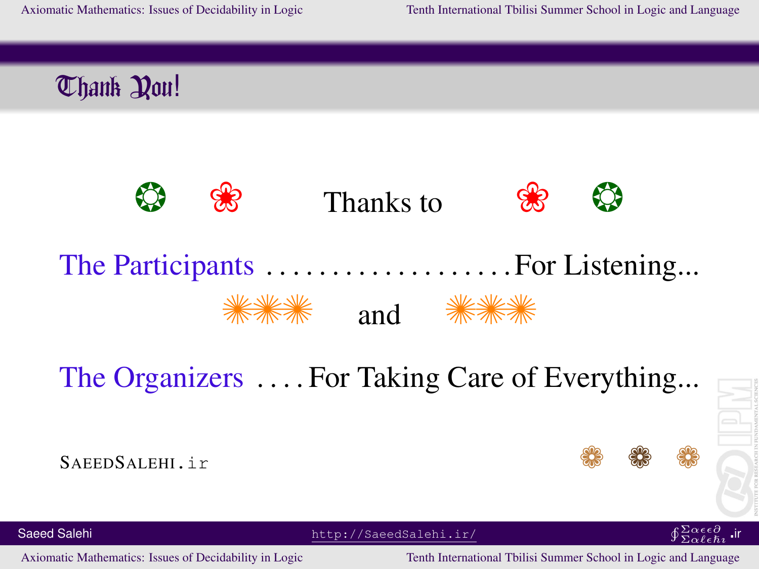## Thank You!

❂ ❀ Thanks to ❀ ❂

The Participants ....................For Listening...

✺✺✺ and ✺✺✺

The Organizers ....For Taking Care of Everything...

SAEEDSALEHI.ir

❁ ❁ ❁